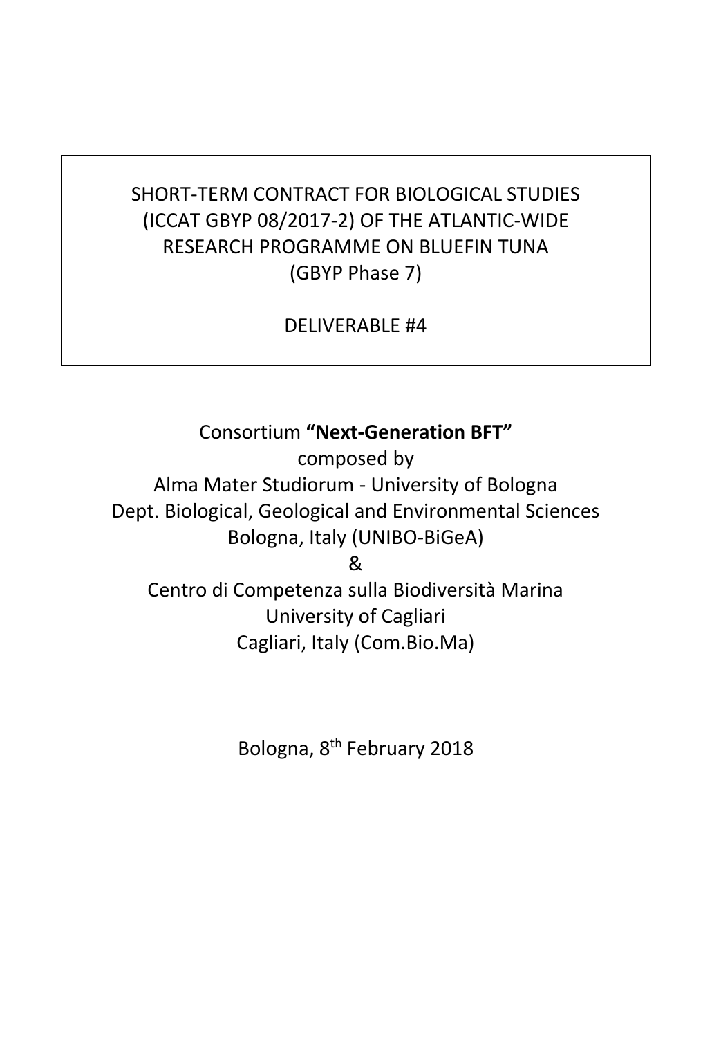SHORT-TERM CONTRACT FOR BIOLOGICAL STUDIES (ICCAT GBYP 08/2017-2) OF THE ATLANTIC-WIDE RESEARCH PROGRAMME ON BLUEFIN TUNA (GBYP Phase 7)

DELIVERABLE #4

Consortium **"Next-Generation BFT"**
composed by
Alma Mater Studiorum - University of Bologna
Dept. Biological, Geological and Environmental Sciences
Bologna, Italy (UNIBO-BiGeA)
&
Centro di Competenza sulla Biodiversità Marina
University of Cagliari
Cagliari, Italy (Com.Bio.Ma)

Bologna, 8th February 2018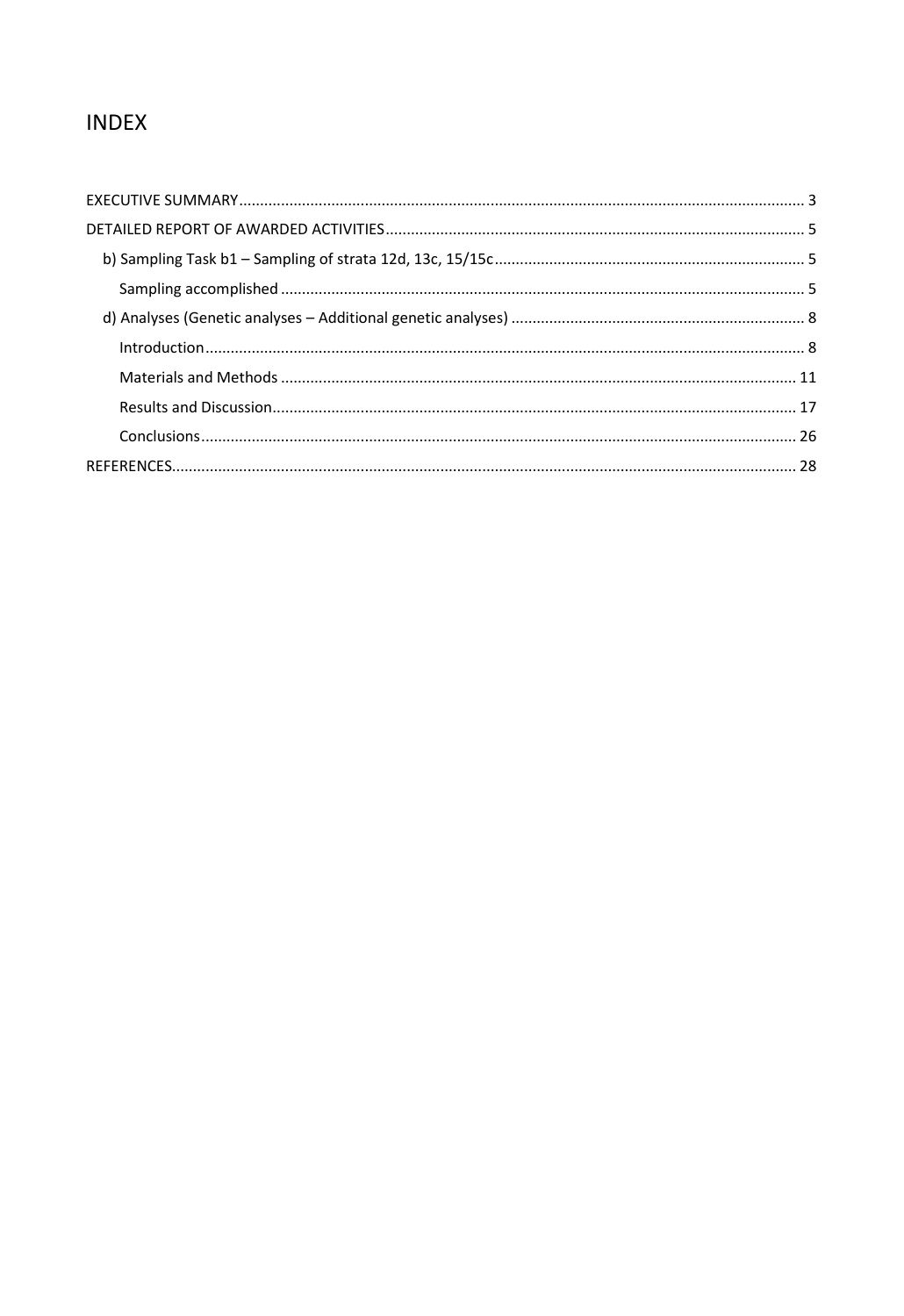# INDEX

EXECUTIVE SUMMARY ..... 3

DETAILED REPORT OF AWARDED ACTIVITIES ..... 5

- b) Sampling Task b1 – Sampling of strata 12d, 13c, 15/15c ..... 5
  - Sampling accomplished ..... 5
- d) Analyses (Genetic analyses – Additional genetic analyses) ..... 8
  - Introduction ..... 8
  - Materials and Methods ..... 11
  - Results and Discussion ..... 17
  - Conclusions ..... 26

REFERENCES ..... 28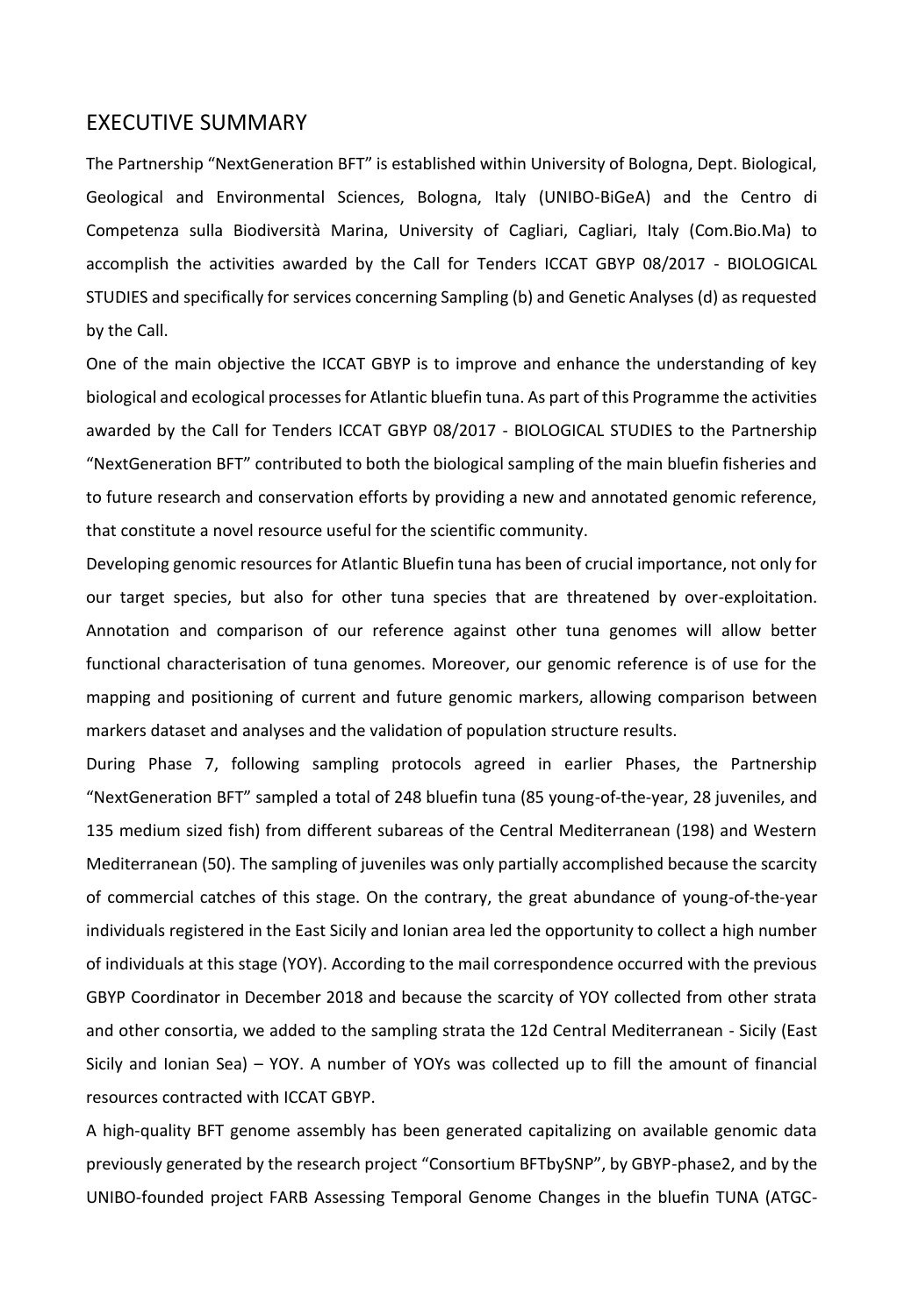## EXECUTIVE SUMMARY

The Partnership "NextGeneration BFT" is established within University of Bologna, Dept. Biological, Geological and Environmental Sciences, Bologna, Italy (UNIBO-BiGeA) and the Centro di Competenza sulla Biodiversità Marina, University of Cagliari, Cagliari, Italy (Com.Bio.Ma) to accomplish the activities awarded by the Call for Tenders ICCAT GBYP 08/2017 - BIOLOGICAL STUDIES and specifically for services concerning Sampling (b) and Genetic Analyses (d) as requested by the Call.

One of the main objective the ICCAT GBYP is to improve and enhance the understanding of key biological and ecological processes for Atlantic bluefin tuna. As part of this Programme the activities awarded by the Call for Tenders ICCAT GBYP 08/2017 - BIOLOGICAL STUDIES to the Partnership "NextGeneration BFT" contributed to both the biological sampling of the main bluefin fisheries and to future research and conservation efforts by providing a new and annotated genomic reference, that constitute a novel resource useful for the scientific community.

Developing genomic resources for Atlantic Bluefin tuna has been of crucial importance, not only for our target species, but also for other tuna species that are threatened by over-exploitation. Annotation and comparison of our reference against other tuna genomes will allow better functional characterisation of tuna genomes. Moreover, our genomic reference is of use for the mapping and positioning of current and future genomic markers, allowing comparison between markers dataset and analyses and the validation of population structure results.

During Phase 7, following sampling protocols agreed in earlier Phases, the Partnership "NextGeneration BFT" sampled a total of 248 bluefin tuna (85 young-of-the-year, 28 juveniles, and 135 medium sized fish) from different subareas of the Central Mediterranean (198) and Western Mediterranean (50). The sampling of juveniles was only partially accomplished because the scarcity of commercial catches of this stage. On the contrary, the great abundance of young-of-the-year individuals registered in the East Sicily and Ionian area led the opportunity to collect a high number of individuals at this stage (YOY). According to the mail correspondence occurred with the previous GBYP Coordinator in December 2018 and because the scarcity of YOY collected from other strata and other consortia, we added to the sampling strata the 12d Central Mediterranean - Sicily (East Sicily and Ionian Sea) – YOY. A number of YOYs was collected up to fill the amount of financial resources contracted with ICCAT GBYP.

A high-quality BFT genome assembly has been generated capitalizing on available genomic data previously generated by the research project "Consortium BFTbySNP", by GBYP-phase2, and by the UNIBO-founded project FARB Assessing Temporal Genome Changes in the bluefin TUNA (ATGC-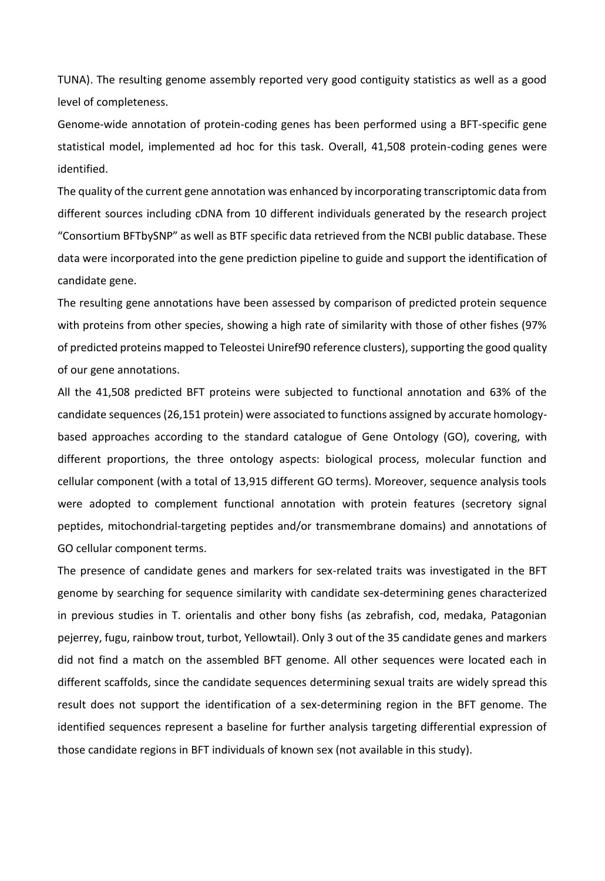TUNA). The resulting genome assembly reported very good contiguity statistics as well as a good level of completeness.

Genome-wide annotation of protein-coding genes has been performed using a BFT-specific gene statistical model, implemented ad hoc for this task. Overall, 41,508 protein-coding genes were identified.

The quality of the current gene annotation was enhanced by incorporating transcriptomic data from different sources including cDNA from 10 different individuals generated by the research project "Consortium BFTbySNP" as well as BTF specific data retrieved from the NCBI public database. These data were incorporated into the gene prediction pipeline to guide and support the identification of candidate gene.

The resulting gene annotations have been assessed by comparison of predicted protein sequence with proteins from other species, showing a high rate of similarity with those of other fishes (97% of predicted proteins mapped to Teleostei Uniref90 reference clusters), supporting the good quality of our gene annotations.

All the 41,508 predicted BFT proteins were subjected to functional annotation and 63% of the candidate sequences (26,151 protein) were associated to functions assigned by accurate homology-based approaches according to the standard catalogue of Gene Ontology (GO), covering, with different proportions, the three ontology aspects: biological process, molecular function and cellular component (with a total of 13,915 different GO terms). Moreover, sequence analysis tools were adopted to complement functional annotation with protein features (secretory signal peptides, mitochondrial-targeting peptides and/or transmembrane domains) and annotations of GO cellular component terms.

The presence of candidate genes and markers for sex-related traits was investigated in the BFT genome by searching for sequence similarity with candidate sex-determining genes characterized in previous studies in T. orientalis and other bony fishs (as zebrafish, cod, medaka, Patagonian pejerrey, fugu, rainbow trout, turbot, Yellowtail). Only 3 out of the 35 candidate genes and markers did not find a match on the assembled BFT genome. All other sequences were located each in different scaffolds, since the candidate sequences determining sexual traits are widely spread this result does not support the identification of a sex-determining region in the BFT genome. The identified sequences represent a baseline for further analysis targeting differential expression of those candidate regions in BFT individuals of known sex (not available in this study).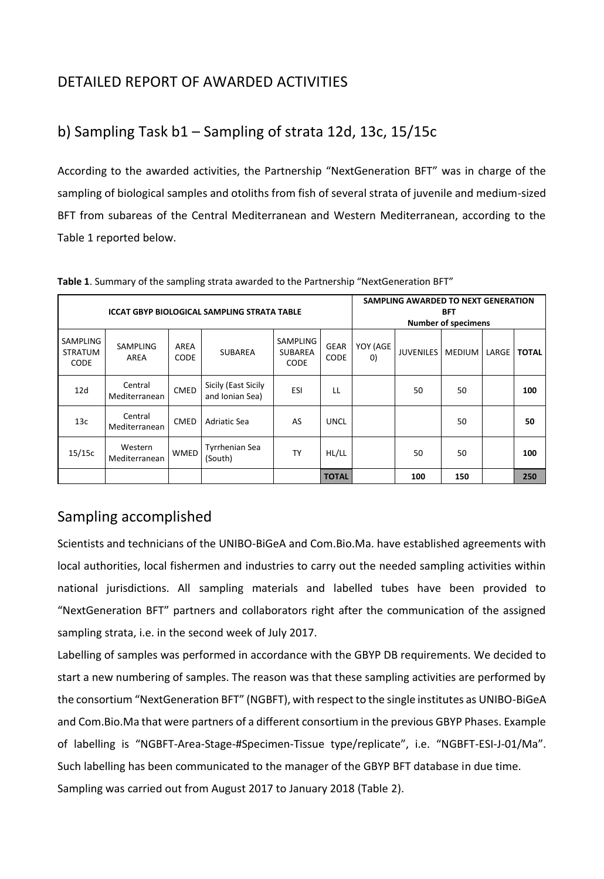# DETAILED REPORT OF AWARDED ACTIVITIES

## b) Sampling Task b1 – Sampling of strata 12d, 13c, 15/15c

According to the awarded activities, the Partnership "NextGeneration BFT" was in charge of the sampling of biological samples and otoliths from fish of several strata of juvenile and medium-sized BFT from subareas of the Central Mediterranean and Western Mediterranean, according to the Table 1 reported below.

**Table 1**. Summary of the sampling strata awarded to the Partnership "NextGeneration BFT"

| ICCAT GBYP BIOLOGICAL SAMPLING STRATA TABLE | | | | | | SAMPLING AWARDED TO NEXT GENERATION BFT Number of specimens | | | | |
|---|---|---|---|---|---|---|---|---|---|---|
| SAMPLING STRATUM CODE | SAMPLING AREA | AREA CODE | SUBAREA | SAMPLING SUBAREA CODE | GEAR CODE | YOY (AGE 0) | JUVENILES | MEDIUM | LARGE | **TOTAL** |
| 12d | Central Mediterranean | CMED | Sicily (East Sicily and Ionian Sea) | ESI | LL | | 50 | 50 | | **100** |
| 13c | Central Mediterranean | CMED | Adriatic Sea | AS | UNCL | | | 50 | | **50** |
| 15/15c | Western Mediterranean | WMED | Tyrrhenian Sea (South) | TY | HL/LL | | 50 | 50 | | **100** |
| | | | | | **TOTAL** | | **100** | **150** | | **250** |

## Sampling accomplished

Scientists and technicians of the UNIBO-BiGeA and Com.Bio.Ma. have established agreements with local authorities, local fishermen and industries to carry out the needed sampling activities within national jurisdictions. All sampling materials and labelled tubes have been provided to "NextGeneration BFT" partners and collaborators right after the communication of the assigned sampling strata, i.e. in the second week of July 2017.

Labelling of samples was performed in accordance with the GBYP DB requirements. We decided to start a new numbering of samples. The reason was that these sampling activities are performed by the consortium "NextGeneration BFT" (NGBFT), with respect to the single institutes as UNIBO-BiGeA and Com.Bio.Ma that were partners of a different consortium in the previous GBYP Phases. Example of labelling is "NGBFT-Area-Stage-#Specimen-Tissue type/replicate", i.e. "NGBFT-ESI-J-01/Ma". Such labelling has been communicated to the manager of the GBYP BFT database in due time.

Sampling was carried out from August 2017 to January 2018 (Table 2).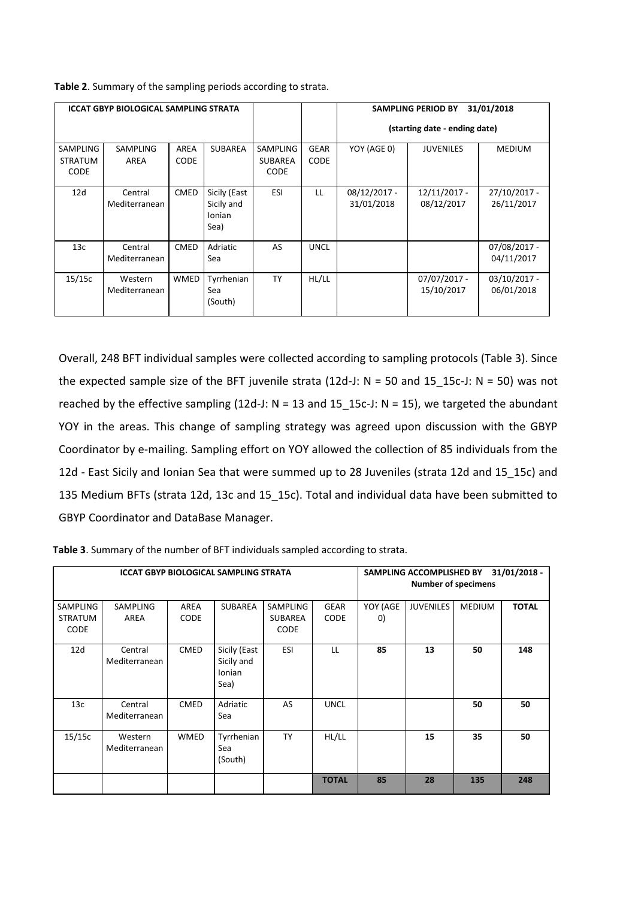**Table 2**. Summary of the sampling periods according to strata.

| ICCAT GBYP BIOLOGICAL SAMPLING STRATA | | | | | | SAMPLING PERIOD BY 31/01/2018 (starting date - ending date) | | |
|---|---|---|---|---|---|---|---|---|
| SAMPLING STRATUM CODE | SAMPLING AREA | AREA CODE | SUBAREA | SAMPLING SUBAREA CODE | GEAR CODE | YOY (AGE 0) | JUVENILES | MEDIUM |
| 12d | Central Mediterranean | CMED | Sicily (East Sicily and Ionian Sea) | ESI | LL | 08/12/2017 - 31/01/2018 | 12/11/2017 - 08/12/2017 | 27/10/2017 - 26/11/2017 |
| 13c | Central Mediterranean | CMED | Adriatic Sea | AS | UNCL | | | 07/08/2017 - 04/11/2017 |
| 15/15c | Western Mediterranean | WMED | Tyrrhenian Sea (South) | TY | HL/LL | | 07/07/2017 - 15/10/2017 | 03/10/2017 - 06/01/2018 |

Overall, 248 BFT individual samples were collected according to sampling protocols (Table 3). Since the expected sample size of the BFT juvenile strata (12d-J: N = 50 and 15_15c-J: N = 50) was not reached by the effective sampling (12d-J: N = 13 and 15_15c-J: N = 15), we targeted the abundant YOY in the areas. This change of sampling strategy was agreed upon discussion with the GBYP Coordinator by e-mailing. Sampling effort on YOY allowed the collection of 85 individuals from the 12d - East Sicily and Ionian Sea that were summed up to 28 Juveniles (strata 12d and 15_15c) and 135 Medium BFTs (strata 12d, 13c and 15_15c). Total and individual data have been submitted to GBYP Coordinator and DataBase Manager.

**Table 3**. Summary of the number of BFT individuals sampled according to strata.

| ICCAT GBYP BIOLOGICAL SAMPLING STRATA | | | | | | SAMPLING ACCOMPLISHED BY 31/01/2018 - Number of specimens | | | |
|---|---|---|---|---|---|---|---|---|---|
| SAMPLING STRATUM CODE | SAMPLING AREA | AREA CODE | SUBAREA | SAMPLING SUBAREA CODE | GEAR CODE | YOY (AGE 0) | JUVENILES | MEDIUM | **TOTAL** |
| 12d | Central Mediterranean | CMED | Sicily (East Sicily and Ionian Sea) | ESI | LL | **85** | **13** | **50** | **148** |
| 13c | Central Mediterranean | CMED | Adriatic Sea | AS | UNCL | | | **50** | **50** |
| 15/15c | Western Mediterranean | WMED | Tyrrhenian Sea (South) | TY | HL/LL | | **15** | **35** | **50** |
| | | | | | **TOTAL** | **85** | **28** | **135** | **248** |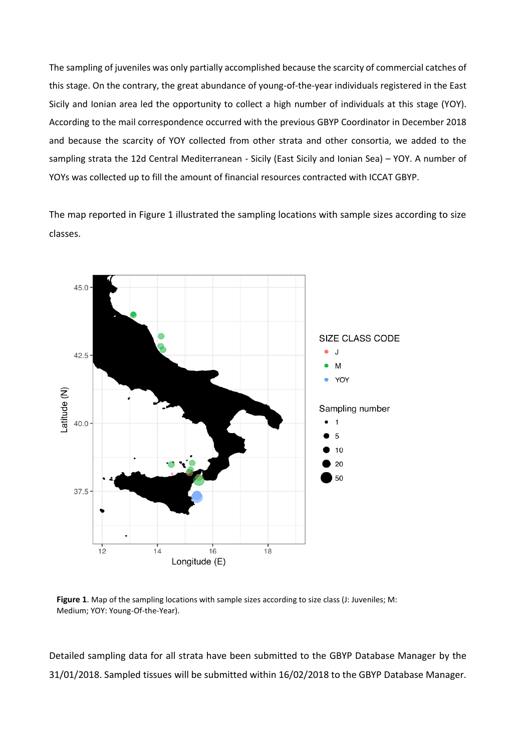The sampling of juveniles was only partially accomplished because the scarcity of commercial catches of this stage. On the contrary, the great abundance of young-of-the-year individuals registered in the East Sicily and Ionian area led the opportunity to collect a high number of individuals at this stage (YOY). According to the mail correspondence occurred with the previous GBYP Coordinator in December 2018 and because the scarcity of YOY collected from other strata and other consortia, we added to the sampling strata the 12d Central Mediterranean - Sicily (East Sicily and Ionian Sea) – YOY. A number of YOYs was collected up to fill the amount of financial resources contracted with ICCAT GBYP.

The map reported in Figure 1 illustrated the sampling locations with sample sizes according to size classes.

**Figure 1**. Map of the sampling locations with sample sizes according to size class (J: Juveniles; M: Medium; YOY: Young-Of-the-Year).

Detailed sampling data for all strata have been submitted to the GBYP Database Manager by the 31/01/2018. Sampled tissues will be submitted within 16/02/2018 to the GBYP Database Manager.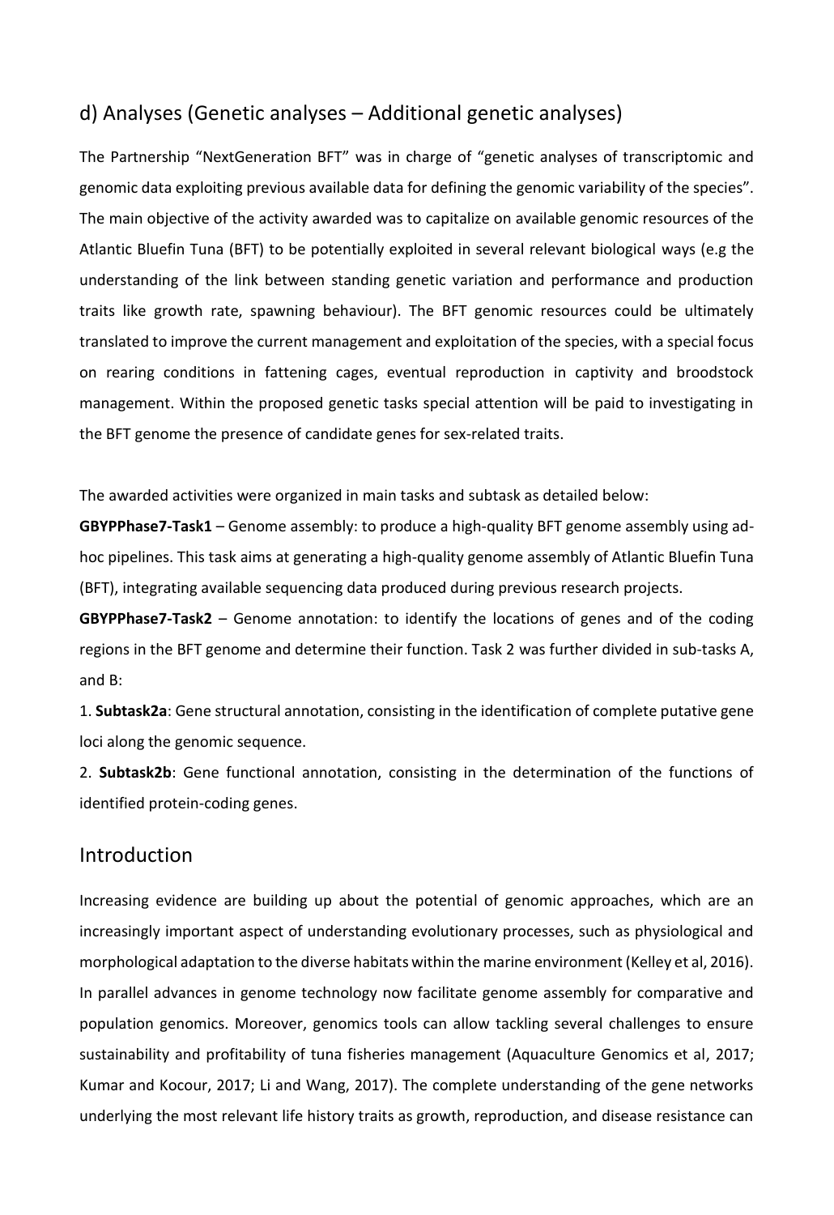## d) Analyses (Genetic analyses – Additional genetic analyses)

The Partnership "NextGeneration BFT" was in charge of "genetic analyses of transcriptomic and genomic data exploiting previous available data for defining the genomic variability of the species". The main objective of the activity awarded was to capitalize on available genomic resources of the Atlantic Bluefin Tuna (BFT) to be potentially exploited in several relevant biological ways (e.g the understanding of the link between standing genetic variation and performance and production traits like growth rate, spawning behaviour). The BFT genomic resources could be ultimately translated to improve the current management and exploitation of the species, with a special focus on rearing conditions in fattening cages, eventual reproduction in captivity and broodstock management. Within the proposed genetic tasks special attention will be paid to investigating in the BFT genome the presence of candidate genes for sex-related traits.

The awarded activities were organized in main tasks and subtask as detailed below:

**GBYPPhase7-Task1** – Genome assembly: to produce a high-quality BFT genome assembly using ad-hoc pipelines. This task aims at generating a high-quality genome assembly of Atlantic Bluefin Tuna (BFT), integrating available sequencing data produced during previous research projects.

**GBYPPhase7-Task2** – Genome annotation: to identify the locations of genes and of the coding regions in the BFT genome and determine their function. Task 2 was further divided in sub-tasks A, and B:

1. **Subtask2a**: Gene structural annotation, consisting in the identification of complete putative gene loci along the genomic sequence.
2. **Subtask2b**: Gene functional annotation, consisting in the determination of the functions of identified protein-coding genes.

## Introduction

Increasing evidence are building up about the potential of genomic approaches, which are an increasingly important aspect of understanding evolutionary processes, such as physiological and morphological adaptation to the diverse habitats within the marine environment (Kelley et al, 2016). In parallel advances in genome technology now facilitate genome assembly for comparative and population genomics. Moreover, genomics tools can allow tackling several challenges to ensure sustainability and profitability of tuna fisheries management (Aquaculture Genomics et al, 2017; Kumar and Kocour, 2017; Li and Wang, 2017). The complete understanding of the gene networks underlying the most relevant life history traits as growth, reproduction, and disease resistance can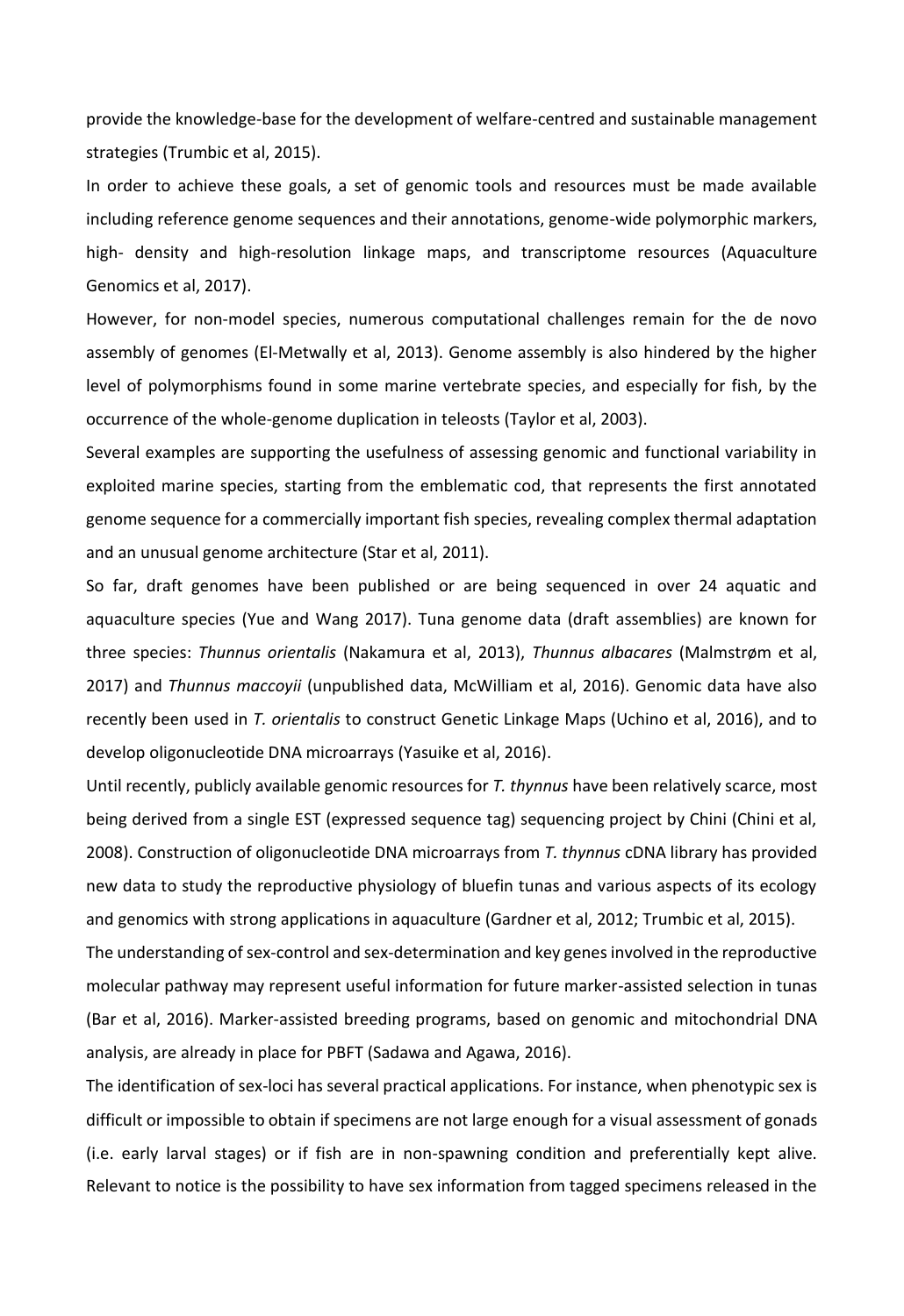provide the knowledge-base for the development of welfare-centred and sustainable management strategies (Trumbic et al, 2015).

In order to achieve these goals, a set of genomic tools and resources must be made available including reference genome sequences and their annotations, genome-wide polymorphic markers, high- density and high-resolution linkage maps, and transcriptome resources (Aquaculture Genomics et al, 2017).

However, for non-model species, numerous computational challenges remain for the de novo assembly of genomes (El-Metwally et al, 2013). Genome assembly is also hindered by the higher level of polymorphisms found in some marine vertebrate species, and especially for fish, by the occurrence of the whole-genome duplication in teleosts (Taylor et al, 2003).

Several examples are supporting the usefulness of assessing genomic and functional variability in exploited marine species, starting from the emblematic cod, that represents the first annotated genome sequence for a commercially important fish species, revealing complex thermal adaptation and an unusual genome architecture (Star et al, 2011).

So far, draft genomes have been published or are being sequenced in over 24 aquatic and aquaculture species (Yue and Wang 2017). Tuna genome data (draft assemblies) are known for three species: *Thunnus orientalis* (Nakamura et al, 2013), *Thunnus albacares* (Malmstrøm et al, 2017) and *Thunnus maccoyii* (unpublished data, McWilliam et al, 2016). Genomic data have also recently been used in *T. orientalis* to construct Genetic Linkage Maps (Uchino et al, 2016), and to develop oligonucleotide DNA microarrays (Yasuike et al, 2016).

Until recently, publicly available genomic resources for *T. thynnus* have been relatively scarce, most being derived from a single EST (expressed sequence tag) sequencing project by Chini (Chini et al, 2008). Construction of oligonucleotide DNA microarrays from *T. thynnus* cDNA library has provided new data to study the reproductive physiology of bluefin tunas and various aspects of its ecology and genomics with strong applications in aquaculture (Gardner et al, 2012; Trumbic et al, 2015).

The understanding of sex-control and sex-determination and key genes involved in the reproductive molecular pathway may represent useful information for future marker-assisted selection in tunas (Bar et al, 2016). Marker-assisted breeding programs, based on genomic and mitochondrial DNA analysis, are already in place for PBFT (Sadawa and Agawa, 2016).

The identification of sex-loci has several practical applications. For instance, when phenotypic sex is difficult or impossible to obtain if specimens are not large enough for a visual assessment of gonads (i.e. early larval stages) or if fish are in non-spawning condition and preferentially kept alive. Relevant to notice is the possibility to have sex information from tagged specimens released in the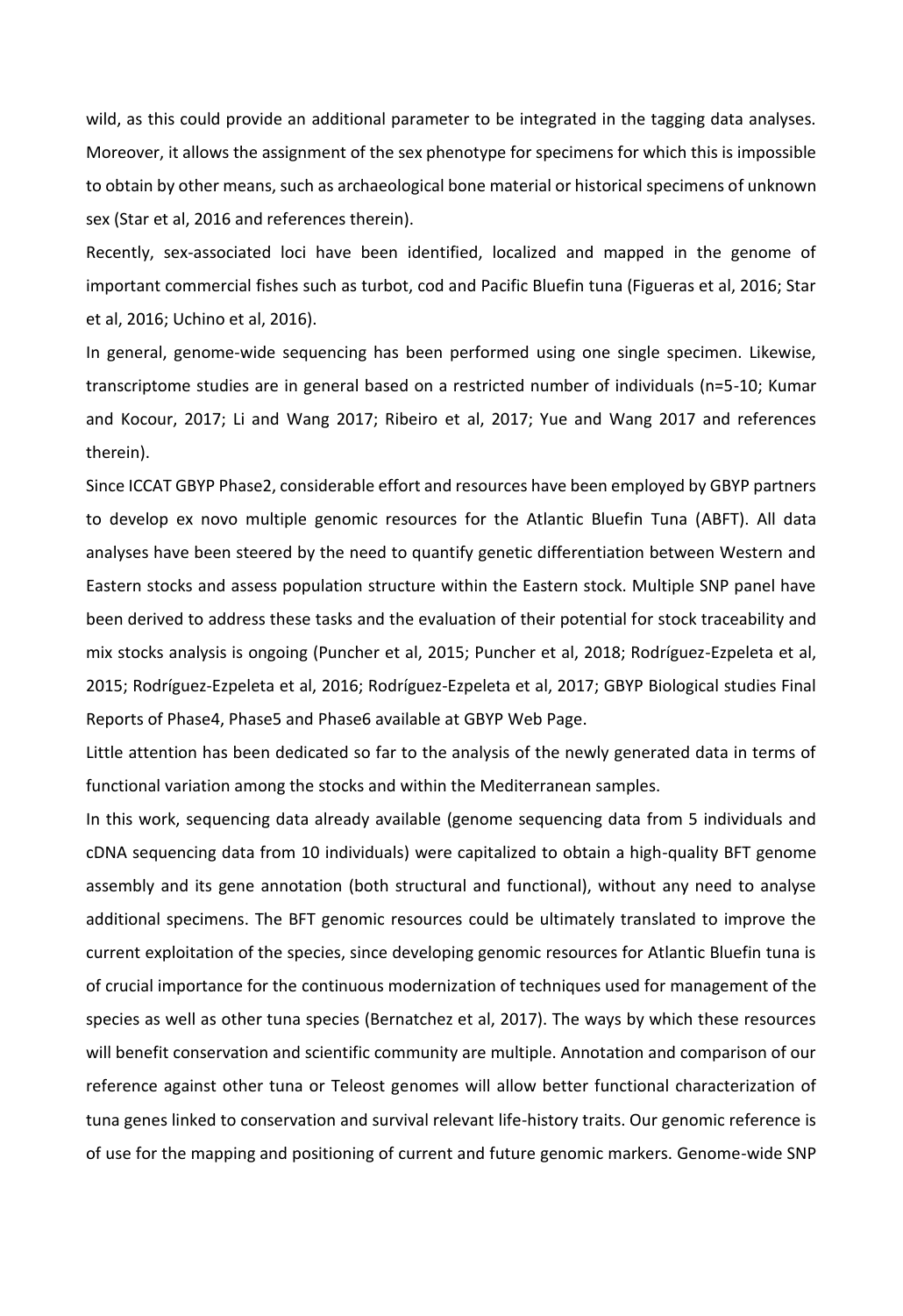wild, as this could provide an additional parameter to be integrated in the tagging data analyses. Moreover, it allows the assignment of the sex phenotype for specimens for which this is impossible to obtain by other means, such as archaeological bone material or historical specimens of unknown sex (Star et al, 2016 and references therein).

Recently, sex-associated loci have been identified, localized and mapped in the genome of important commercial fishes such as turbot, cod and Pacific Bluefin tuna (Figueras et al, 2016; Star et al, 2016; Uchino et al, 2016).

In general, genome-wide sequencing has been performed using one single specimen. Likewise, transcriptome studies are in general based on a restricted number of individuals (n=5-10; Kumar and Kocour, 2017; Li and Wang 2017; Ribeiro et al, 2017; Yue and Wang 2017 and references therein).

Since ICCAT GBYP Phase2, considerable effort and resources have been employed by GBYP partners to develop ex novo multiple genomic resources for the Atlantic Bluefin Tuna (ABFT). All data analyses have been steered by the need to quantify genetic differentiation between Western and Eastern stocks and assess population structure within the Eastern stock. Multiple SNP panel have been derived to address these tasks and the evaluation of their potential for stock traceability and mix stocks analysis is ongoing (Puncher et al, 2015; Puncher et al, 2018; Rodríguez-Ezpeleta et al, 2015; Rodríguez-Ezpeleta et al, 2016; Rodríguez-Ezpeleta et al, 2017; GBYP Biological studies Final Reports of Phase4, Phase5 and Phase6 available at GBYP Web Page.

Little attention has been dedicated so far to the analysis of the newly generated data in terms of functional variation among the stocks and within the Mediterranean samples.

In this work, sequencing data already available (genome sequencing data from 5 individuals and cDNA sequencing data from 10 individuals) were capitalized to obtain a high-quality BFT genome assembly and its gene annotation (both structural and functional), without any need to analyse additional specimens. The BFT genomic resources could be ultimately translated to improve the current exploitation of the species, since developing genomic resources for Atlantic Bluefin tuna is of crucial importance for the continuous modernization of techniques used for management of the species as well as other tuna species (Bernatchez et al, 2017). The ways by which these resources will benefit conservation and scientific community are multiple. Annotation and comparison of our reference against other tuna or Teleost genomes will allow better functional characterization of tuna genes linked to conservation and survival relevant life-history traits. Our genomic reference is of use for the mapping and positioning of current and future genomic markers. Genome-wide SNP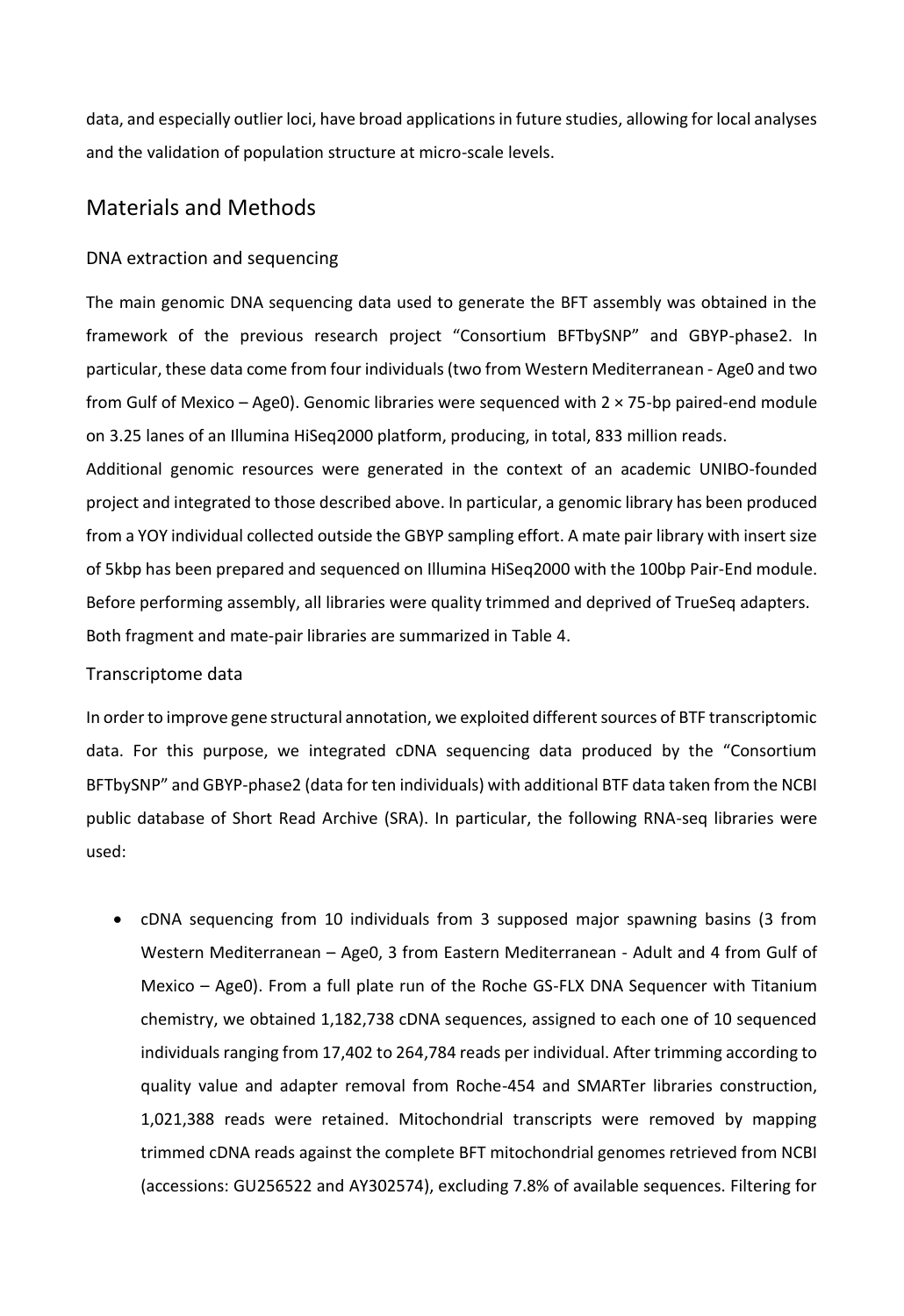data, and especially outlier loci, have broad applications in future studies, allowing for local analyses and the validation of population structure at micro-scale levels.

## Materials and Methods

### DNA extraction and sequencing

The main genomic DNA sequencing data used to generate the BFT assembly was obtained in the framework of the previous research project "Consortium BFTbySNP" and GBYP-phase2. In particular, these data come from four individuals (two from Western Mediterranean - Age0 and two from Gulf of Mexico – Age0). Genomic libraries were sequenced with 2 × 75-bp paired-end module on 3.25 lanes of an Illumina HiSeq2000 platform, producing, in total, 833 million reads.

Additional genomic resources were generated in the context of an academic UNIBO-founded project and integrated to those described above. In particular, a genomic library has been produced from a YOY individual collected outside the GBYP sampling effort. A mate pair library with insert size of 5kbp has been prepared and sequenced on Illumina HiSeq2000 with the 100bp Pair-End module. Before performing assembly, all libraries were quality trimmed and deprived of TrueSeq adapters. Both fragment and mate-pair libraries are summarized in Table 4.

### Transcriptome data

In order to improve gene structural annotation, we exploited different sources of BTF transcriptomic data. For this purpose, we integrated cDNA sequencing data produced by the "Consortium BFTbySNP" and GBYP-phase2 (data for ten individuals) with additional BTF data taken from the NCBI public database of Short Read Archive (SRA). In particular, the following RNA-seq libraries were used:

- cDNA sequencing from 10 individuals from 3 supposed major spawning basins (3 from Western Mediterranean – Age0, 3 from Eastern Mediterranean - Adult and 4 from Gulf of Mexico – Age0). From a full plate run of the Roche GS-FLX DNA Sequencer with Titanium chemistry, we obtained 1,182,738 cDNA sequences, assigned to each one of 10 sequenced individuals ranging from 17,402 to 264,784 reads per individual. After trimming according to quality value and adapter removal from Roche-454 and SMARTer libraries construction, 1,021,388 reads were retained. Mitochondrial transcripts were removed by mapping trimmed cDNA reads against the complete BFT mitochondrial genomes retrieved from NCBI (accessions: GU256522 and AY302574), excluding 7.8% of available sequences. Filtering for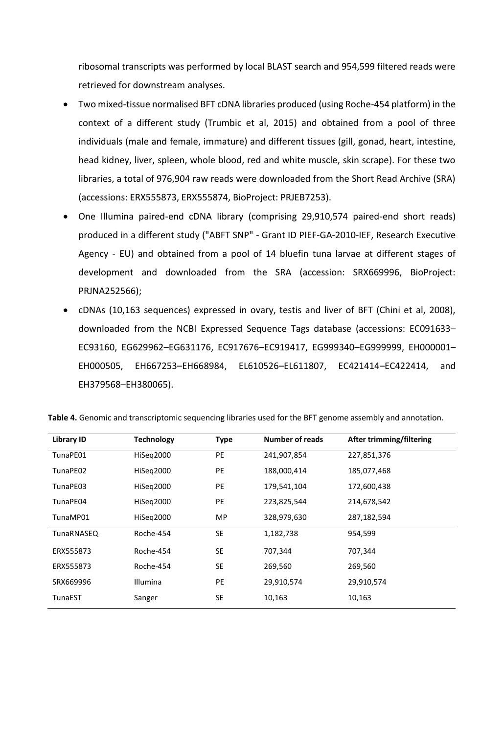ribosomal transcripts was performed by local BLAST search and 954,599 filtered reads were retrieved for downstream analyses.

- Two mixed-tissue normalised BFT cDNA libraries produced (using Roche-454 platform) in the context of a different study (Trumbic et al, 2015) and obtained from a pool of three individuals (male and female, immature) and different tissues (gill, gonad, heart, intestine, head kidney, liver, spleen, whole blood, red and white muscle, skin scrape). For these two libraries, a total of 976,904 raw reads were downloaded from the Short Read Archive (SRA) (accessions: ERX555873, ERX555874, BioProject: PRJEB7253).
- One Illumina paired-end cDNA library (comprising 29,910,574 paired-end short reads) produced in a different study ("ABFT SNP" - Grant ID PIEF-GA-2010-IEF, Research Executive Agency - EU) and obtained from a pool of 14 bluefin tuna larvae at different stages of development and downloaded from the SRA (accession: SRX669996, BioProject: PRJNA252566);
- cDNAs (10,163 sequences) expressed in ovary, testis and liver of BFT (Chini et al, 2008), downloaded from the NCBI Expressed Sequence Tags database (accessions: EC091633–EC93160, EG629962–EG631176, EC917676–EC919417, EG999340–EG999999, EH000001–EH000505, EH667253–EH668984, EL610526–EL611807, EC421414–EC422414, and EH379568–EH380065).

**Table 4.** Genomic and transcriptomic sequencing libraries used for the BFT genome assembly and annotation.

| Library ID | Technology | Type | Number of reads | After trimming/filtering |
|---|---|---|---|---|
| TunaPE01 | HiSeq2000 | PE | 241,907,854 | 227,851,376 |
| TunaPE02 | HiSeq2000 | PE | 188,000,414 | 185,077,468 |
| TunaPE03 | HiSeq2000 | PE | 179,541,104 | 172,600,438 |
| TunaPE04 | HiSeq2000 | PE | 223,825,544 | 214,678,542 |
| TunaMP01 | HiSeq2000 | MP | 328,979,630 | 287,182,594 |
| TunaRNASEQ | Roche-454 | SE | 1,182,738 | 954,599 |
| ERX555873 | Roche-454 | SE | 707,344 | 707,344 |
| ERX555873 | Roche-454 | SE | 269,560 | 269,560 |
| SRX669996 | Illumina | PE | 29,910,574 | 29,910,574 |
| TunaEST | Sanger | SE | 10,163 | 10,163 |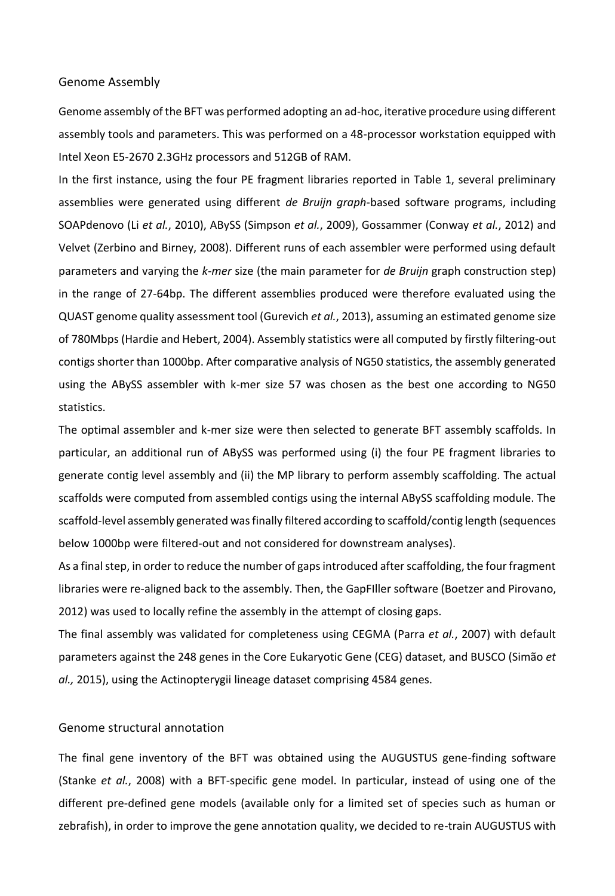## Genome Assembly

Genome assembly of the BFT was performed adopting an ad-hoc, iterative procedure using different assembly tools and parameters. This was performed on a 48-processor workstation equipped with Intel Xeon E5-2670 2.3GHz processors and 512GB of RAM.

In the first instance, using the four PE fragment libraries reported in Table 1, several preliminary assemblies were generated using different *de Bruijn graph*-based software programs, including SOAPdenovo (Li *et al.*, 2010), ABySS (Simpson *et al.*, 2009), Gossammer (Conway *et al.*, 2012) and Velvet (Zerbino and Birney, 2008). Different runs of each assembler were performed using default parameters and varying the *k-mer* size (the main parameter for *de Bruijn* graph construction step) in the range of 27-64bp. The different assemblies produced were therefore evaluated using the QUAST genome quality assessment tool (Gurevich *et al.*, 2013), assuming an estimated genome size of 780Mbps (Hardie and Hebert, 2004). Assembly statistics were all computed by firstly filtering-out contigs shorter than 1000bp. After comparative analysis of NG50 statistics, the assembly generated using the ABySS assembler with k-mer size 57 was chosen as the best one according to NG50 statistics.

The optimal assembler and k-mer size were then selected to generate BFT assembly scaffolds. In particular, an additional run of ABySS was performed using (i) the four PE fragment libraries to generate contig level assembly and (ii) the MP library to perform assembly scaffolding. The actual scaffolds were computed from assembled contigs using the internal ABySS scaffolding module. The scaffold-level assembly generated was finally filtered according to scaffold/contig length (sequences below 1000bp were filtered-out and not considered for downstream analyses).

As a final step, in order to reduce the number of gaps introduced after scaffolding, the four fragment libraries were re-aligned back to the assembly. Then, the GapFIller software (Boetzer and Pirovano, 2012) was used to locally refine the assembly in the attempt of closing gaps.

The final assembly was validated for completeness using CEGMA (Parra *et al.*, 2007) with default parameters against the 248 genes in the Core Eukaryotic Gene (CEG) dataset, and BUSCO (Simão *et al.,* 2015), using the Actinopterygii lineage dataset comprising 4584 genes.

## Genome structural annotation

The final gene inventory of the BFT was obtained using the AUGUSTUS gene-finding software (Stanke *et al.*, 2008) with a BFT-specific gene model. In particular, instead of using one of the different pre-defined gene models (available only for a limited set of species such as human or zebrafish), in order to improve the gene annotation quality, we decided to re-train AUGUSTUS with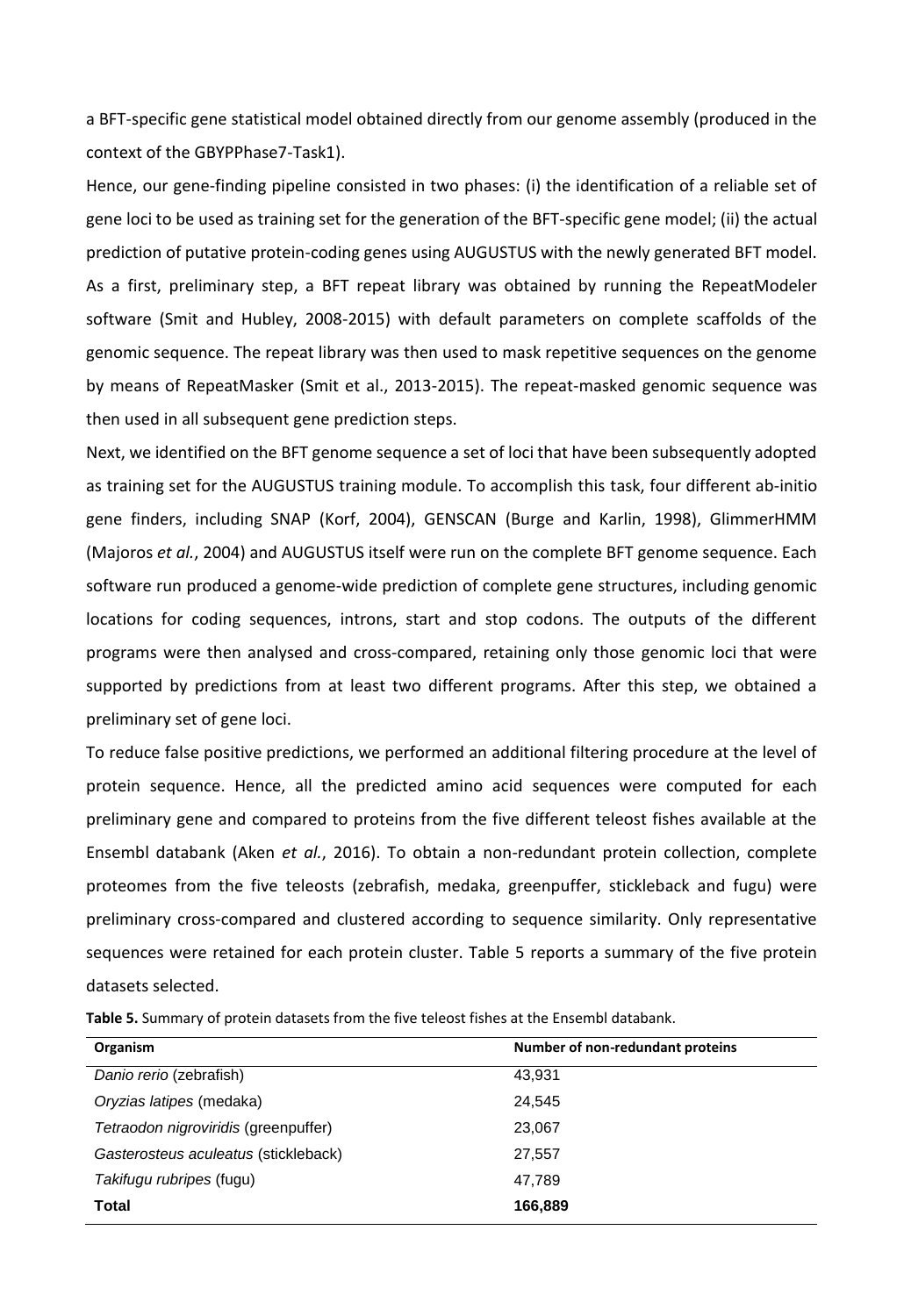a BFT-specific gene statistical model obtained directly from our genome assembly (produced in the context of the GBYPPhase7-Task1).

Hence, our gene-finding pipeline consisted in two phases: (i) the identification of a reliable set of gene loci to be used as training set for the generation of the BFT-specific gene model; (ii) the actual prediction of putative protein-coding genes using AUGUSTUS with the newly generated BFT model.

As a first, preliminary step, a BFT repeat library was obtained by running the RepeatModeler software (Smit and Hubley, 2008-2015) with default parameters on complete scaffolds of the genomic sequence. The repeat library was then used to mask repetitive sequences on the genome by means of RepeatMasker (Smit et al., 2013-2015). The repeat-masked genomic sequence was then used in all subsequent gene prediction steps.

Next, we identified on the BFT genome sequence a set of loci that have been subsequently adopted as training set for the AUGUSTUS training module. To accomplish this task, four different ab-initio gene finders, including SNAP (Korf, 2004), GENSCAN (Burge and Karlin, 1998), GlimmerHMM (Majoros *et al.*, 2004) and AUGUSTUS itself were run on the complete BFT genome sequence. Each software run produced a genome-wide prediction of complete gene structures, including genomic locations for coding sequences, introns, start and stop codons. The outputs of the different programs were then analysed and cross-compared, retaining only those genomic loci that were supported by predictions from at least two different programs. After this step, we obtained a preliminary set of gene loci.

To reduce false positive predictions, we performed an additional filtering procedure at the level of protein sequence. Hence, all the predicted amino acid sequences were computed for each preliminary gene and compared to proteins from the five different teleost fishes available at the Ensembl databank (Aken *et al.*, 2016). To obtain a non-redundant protein collection, complete proteomes from the five teleosts (zebrafish, medaka, greenpuffer, stickleback and fugu) were preliminary cross-compared and clustered according to sequence similarity. Only representative sequences were retained for each protein cluster. Table 5 reports a summary of the five protein datasets selected.

**Table 5.** Summary of protein datasets from the five teleost fishes at the Ensembl databank.

| Organism | Number of non-redundant proteins |
|---|---|
| *Danio rerio* (zebrafish) | 43,931 |
| *Oryzias latipes* (medaka) | 24,545 |
| *Tetraodon nigroviridis* (greenpuffer) | 23,067 |
| *Gasterosteus aculeatus* (stickleback) | 27,557 |
| *Takifugu rubripes* (fugu) | 47,789 |
| **Total** | **166,889** |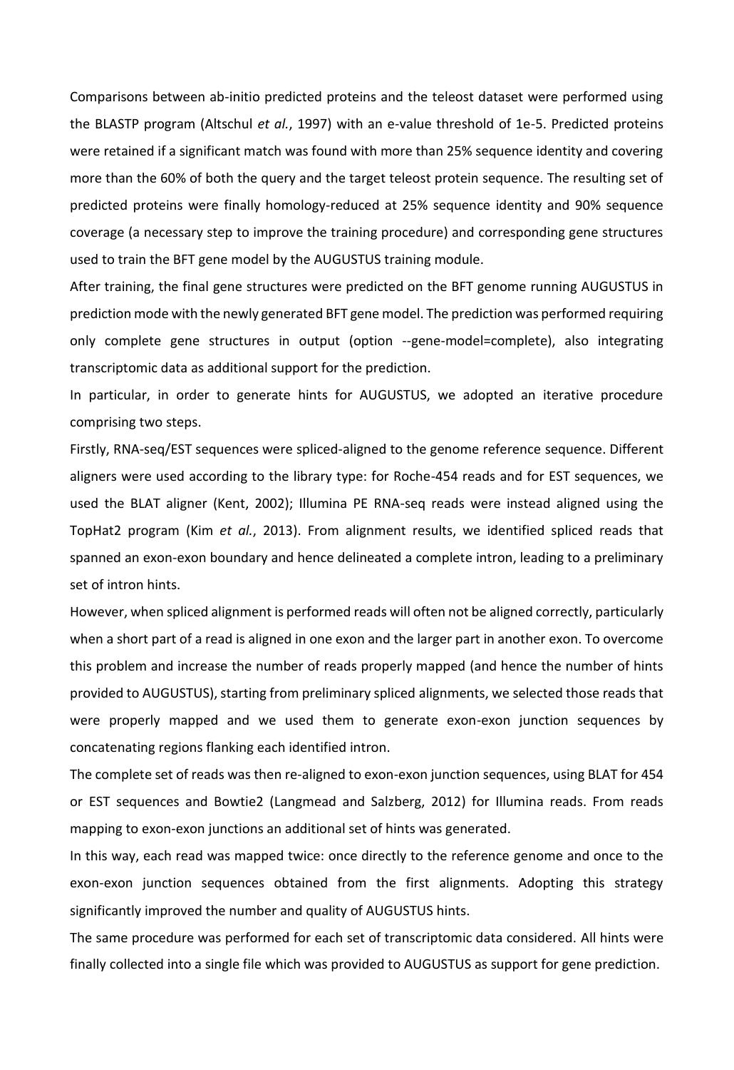Comparisons between ab-initio predicted proteins and the teleost dataset were performed using the BLASTP program (Altschul *et al.*, 1997) with an e-value threshold of 1e-5. Predicted proteins were retained if a significant match was found with more than 25% sequence identity and covering more than the 60% of both the query and the target teleost protein sequence. The resulting set of predicted proteins were finally homology-reduced at 25% sequence identity and 90% sequence coverage (a necessary step to improve the training procedure) and corresponding gene structures used to train the BFT gene model by the AUGUSTUS training module.

After training, the final gene structures were predicted on the BFT genome running AUGUSTUS in prediction mode with the newly generated BFT gene model. The prediction was performed requiring only complete gene structures in output (option --gene-model=complete), also integrating transcriptomic data as additional support for the prediction.

In particular, in order to generate hints for AUGUSTUS, we adopted an iterative procedure comprising two steps.

Firstly, RNA-seq/EST sequences were spliced-aligned to the genome reference sequence. Different aligners were used according to the library type: for Roche-454 reads and for EST sequences, we used the BLAT aligner (Kent, 2002); Illumina PE RNA-seq reads were instead aligned using the TopHat2 program (Kim *et al.*, 2013). From alignment results, we identified spliced reads that spanned an exon-exon boundary and hence delineated a complete intron, leading to a preliminary set of intron hints.

However, when spliced alignment is performed reads will often not be aligned correctly, particularly when a short part of a read is aligned in one exon and the larger part in another exon. To overcome this problem and increase the number of reads properly mapped (and hence the number of hints provided to AUGUSTUS), starting from preliminary spliced alignments, we selected those reads that were properly mapped and we used them to generate exon-exon junction sequences by concatenating regions flanking each identified intron.

The complete set of reads was then re-aligned to exon-exon junction sequences, using BLAT for 454 or EST sequences and Bowtie2 (Langmead and Salzberg, 2012) for Illumina reads. From reads mapping to exon-exon junctions an additional set of hints was generated.

In this way, each read was mapped twice: once directly to the reference genome and once to the exon-exon junction sequences obtained from the first alignments. Adopting this strategy significantly improved the number and quality of AUGUSTUS hints.

The same procedure was performed for each set of transcriptomic data considered. All hints were finally collected into a single file which was provided to AUGUSTUS as support for gene prediction.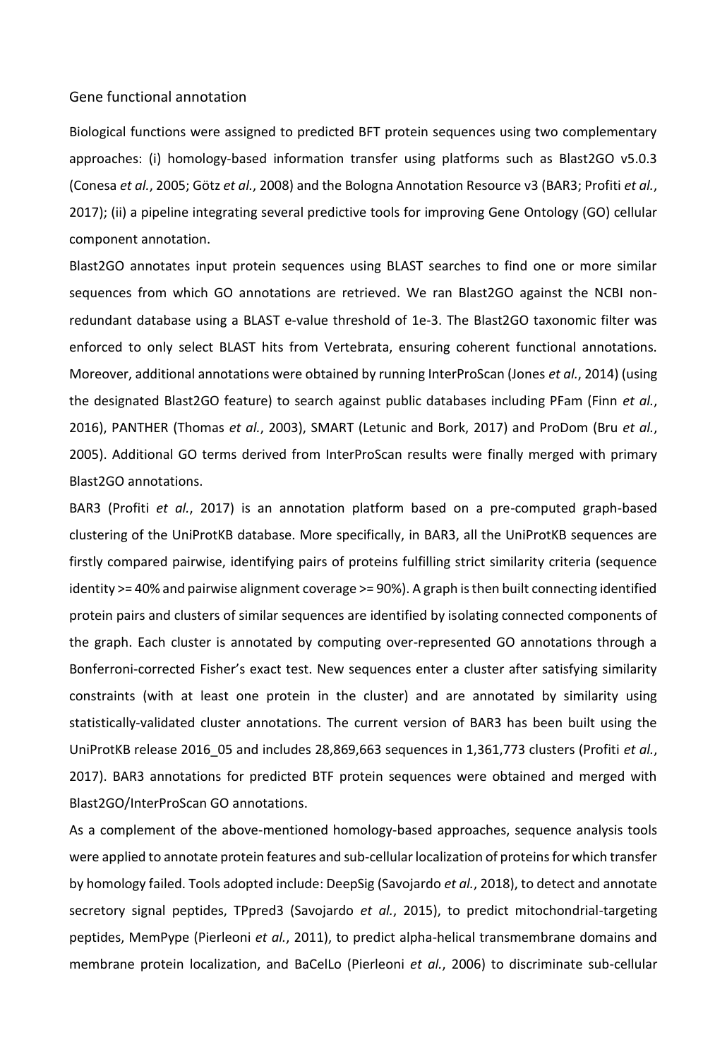Gene functional annotation

Biological functions were assigned to predicted BFT protein sequences using two complementary approaches: (i) homology-based information transfer using platforms such as Blast2GO v5.0.3 (Conesa *et al.*, 2005; Götz *et al.*, 2008) and the Bologna Annotation Resource v3 (BAR3; Profiti *et al.*, 2017); (ii) a pipeline integrating several predictive tools for improving Gene Ontology (GO) cellular component annotation.

Blast2GO annotates input protein sequences using BLAST searches to find one or more similar sequences from which GO annotations are retrieved. We ran Blast2GO against the NCBI non-redundant database using a BLAST e-value threshold of 1e-3. The Blast2GO taxonomic filter was enforced to only select BLAST hits from Vertebrata, ensuring coherent functional annotations. Moreover, additional annotations were obtained by running InterProScan (Jones *et al.*, 2014) (using the designated Blast2GO feature) to search against public databases including PFam (Finn *et al.*, 2016), PANTHER (Thomas *et al.*, 2003), SMART (Letunic and Bork, 2017) and ProDom (Bru *et al.*, 2005). Additional GO terms derived from InterProScan results were finally merged with primary Blast2GO annotations.

BAR3 (Profiti *et al.*, 2017) is an annotation platform based on a pre-computed graph-based clustering of the UniProtKB database. More specifically, in BAR3, all the UniProtKB sequences are firstly compared pairwise, identifying pairs of proteins fulfilling strict similarity criteria (sequence identity >= 40% and pairwise alignment coverage >= 90%). A graph is then built connecting identified protein pairs and clusters of similar sequences are identified by isolating connected components of the graph. Each cluster is annotated by computing over-represented GO annotations through a Bonferroni-corrected Fisher's exact test. New sequences enter a cluster after satisfying similarity constraints (with at least one protein in the cluster) and are annotated by similarity using statistically-validated cluster annotations. The current version of BAR3 has been built using the UniProtKB release 2016_05 and includes 28,869,663 sequences in 1,361,773 clusters (Profiti *et al.*, 2017). BAR3 annotations for predicted BTF protein sequences were obtained and merged with Blast2GO/InterProScan GO annotations.

As a complement of the above-mentioned homology-based approaches, sequence analysis tools were applied to annotate protein features and sub-cellular localization of proteins for which transfer by homology failed. Tools adopted include: DeepSig (Savojardo *et al.*, 2018), to detect and annotate secretory signal peptides, TPpred3 (Savojardo *et al.*, 2015), to predict mitochondrial-targeting peptides, MemPype (Pierleoni *et al.*, 2011), to predict alpha-helical transmembrane domains and membrane protein localization, and BaCelLo (Pierleoni *et al.*, 2006) to discriminate sub-cellular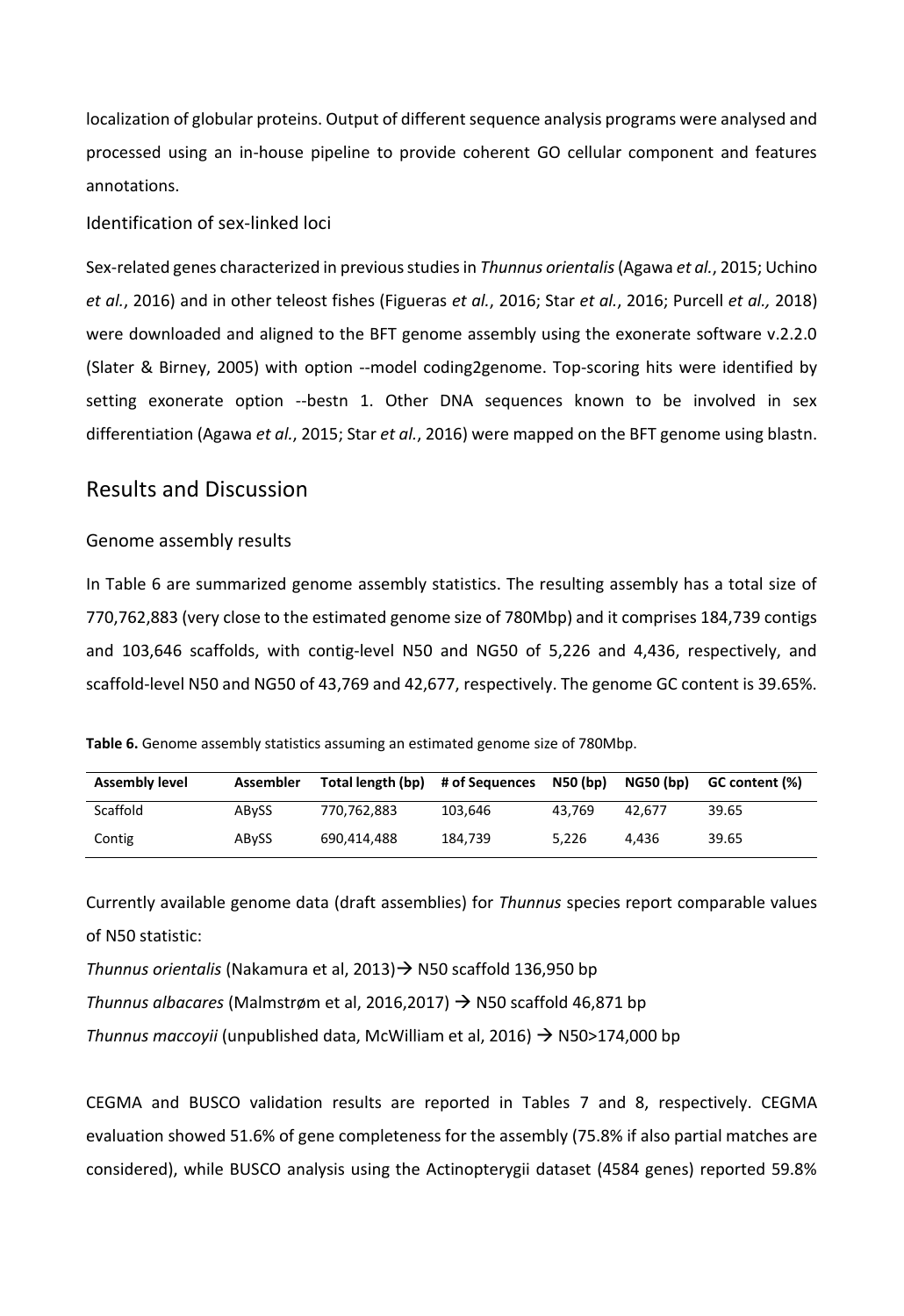localization of globular proteins. Output of different sequence analysis programs were analysed and processed using an in-house pipeline to provide coherent GO cellular component and features annotations.

### Identification of sex-linked loci

Sex-related genes characterized in previous studies in *Thunnus orientalis* (Agawa *et al.*, 2015; Uchino *et al.*, 2016) and in other teleost fishes (Figueras *et al.*, 2016; Star *et al.*, 2016; Purcell *et al.,* 2018) were downloaded and aligned to the BFT genome assembly using the exonerate software v.2.2.0 (Slater & Birney, 2005) with option --model coding2genome. Top-scoring hits were identified by setting exonerate option --bestn 1. Other DNA sequences known to be involved in sex differentiation (Agawa *et al.*, 2015; Star *et al.*, 2016) were mapped on the BFT genome using blastn.

## Results and Discussion

### Genome assembly results

In Table 6 are summarized genome assembly statistics. The resulting assembly has a total size of 770,762,883 (very close to the estimated genome size of 780Mbp) and it comprises 184,739 contigs and 103,646 scaffolds, with contig-level N50 and NG50 of 5,226 and 4,436, respectively, and scaffold-level N50 and NG50 of 43,769 and 42,677, respectively. The genome GC content is 39.65%.

**Table 6.** Genome assembly statistics assuming an estimated genome size of 780Mbp.

| Assembly level | Assembler | Total length (bp) | # of Sequences | N50 (bp) | NG50 (bp) | GC content (%) |
|---|---|---|---|---|---|---|
| Scaffold | ABySS | 770,762,883 | 103,646 | 43,769 | 42,677 | 39.65 |
| Contig | ABySS | 690,414,488 | 184,739 | 5,226 | 4,436 | 39.65 |

Currently available genome data (draft assemblies) for *Thunnus* species report comparable values of N50 statistic:

*Thunnus orientalis* (Nakamura et al, 2013)→ N50 scaffold 136,950 bp

*Thunnus albacares* (Malmstrøm et al, 2016,2017) → N50 scaffold 46,871 bp

*Thunnus maccoyii* (unpublished data, McWilliam et al, 2016) → N50>174,000 bp

CEGMA and BUSCO validation results are reported in Tables 7 and 8, respectively. CEGMA evaluation showed 51.6% of gene completeness for the assembly (75.8% if also partial matches are considered), while BUSCO analysis using the Actinopterygii dataset (4584 genes) reported 59.8%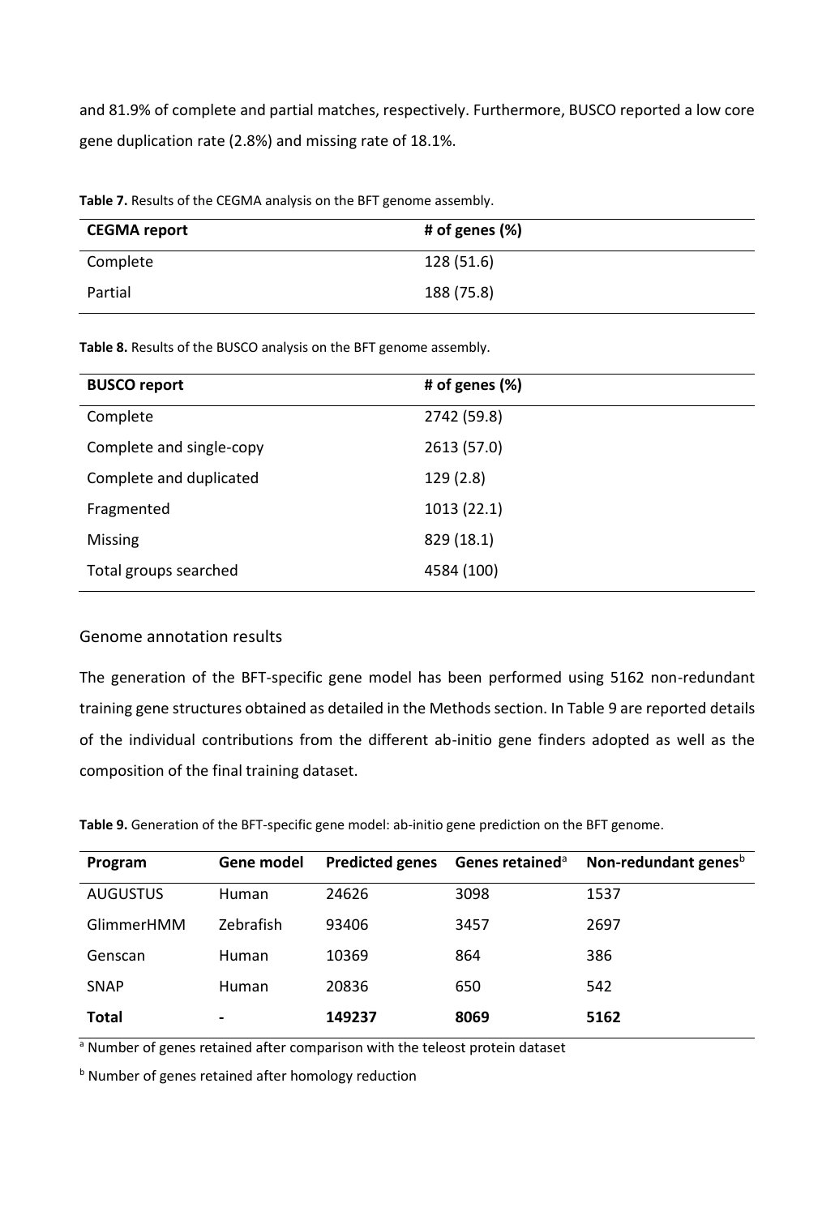and 81.9% of complete and partial matches, respectively. Furthermore, BUSCO reported a low core gene duplication rate (2.8%) and missing rate of 18.1%.

**Table 7.** Results of the CEGMA analysis on the BFT genome assembly.

| CEGMA report | # of genes (%) |
|---|---|
| Complete | 128 (51.6) |
| Partial | 188 (75.8) |

**Table 8.** Results of the BUSCO analysis on the BFT genome assembly.

| BUSCO report | # of genes (%) |
|---|---|
| Complete | 2742 (59.8) |
| Complete and single-copy | 2613 (57.0) |
| Complete and duplicated | 129 (2.8) |
| Fragmented | 1013 (22.1) |
| Missing | 829 (18.1) |
| Total groups searched | 4584 (100) |

## Genome annotation results

The generation of the BFT-specific gene model has been performed using 5162 non-redundant training gene structures obtained as detailed in the Methods section. In Table 9 are reported details of the individual contributions from the different ab-initio gene finders adopted as well as the composition of the final training dataset.

**Table 9.** Generation of the BFT-specific gene model: ab-initio gene prediction on the BFT genome.

| Program | Gene model | Predicted genes | Genes retained[a] | Non-redundant genes[b] |
|---|---|---|---|---|
| AUGUSTUS | Human | 24626 | 3098 | 1537 |
| GlimmerHMM | Zebrafish | 93406 | 3457 | 2697 |
| Genscan | Human | 10369 | 864 | 386 |
| SNAP | Human | 20836 | 650 | 542 |
| **Total** | **-** | **149237** | **8069** | **5162** |

[a] Number of genes retained after comparison with the teleost protein dataset

[b] Number of genes retained after homology reduction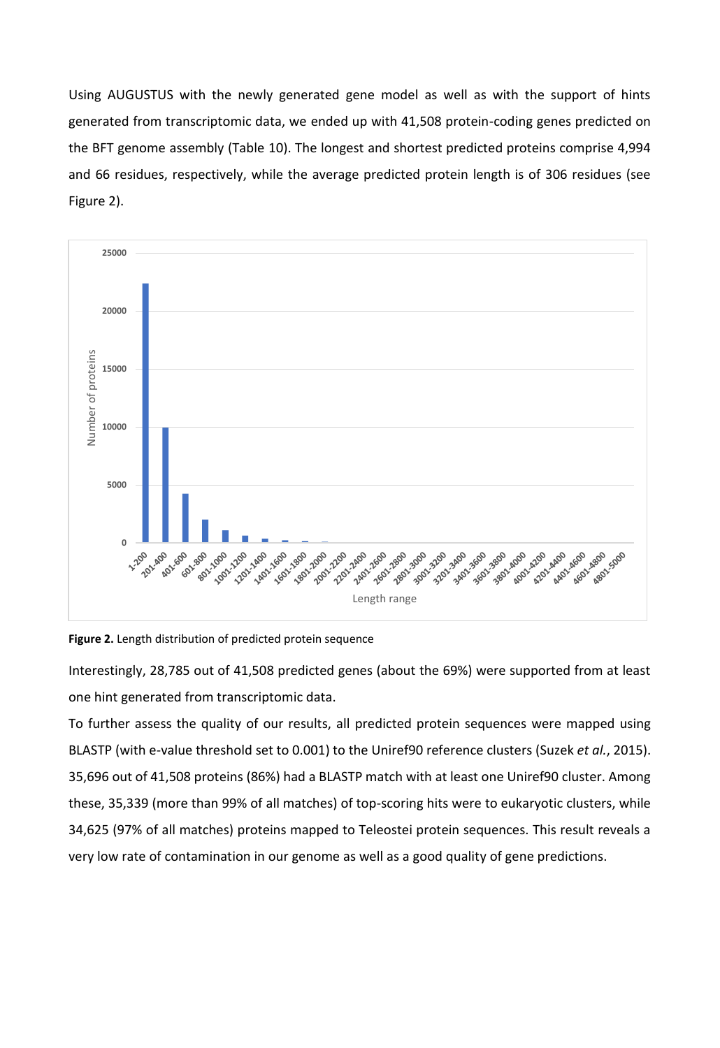Using AUGUSTUS with the newly generated gene model as well as with the support of hints generated from transcriptomic data, we ended up with 41,508 protein-coding genes predicted on the BFT genome assembly (Table 10). The longest and shortest predicted proteins comprise 4,994 and 66 residues, respectively, while the average predicted protein length is of 306 residues (see Figure 2).

**Figure 2.** Length distribution of predicted protein sequence

Interestingly, 28,785 out of 41,508 predicted genes (about the 69%) were supported from at least one hint generated from transcriptomic data.

To further assess the quality of our results, all predicted protein sequences were mapped using BLASTP (with e-value threshold set to 0.001) to the Uniref90 reference clusters (Suzek *et al.*, 2015). 35,696 out of 41,508 proteins (86%) had a BLASTP match with at least one Uniref90 cluster. Among these, 35,339 (more than 99% of all matches) of top-scoring hits were to eukaryotic clusters, while 34,625 (97% of all matches) proteins mapped to Teleostei protein sequences. This result reveals a very low rate of contamination in our genome as well as a good quality of gene predictions.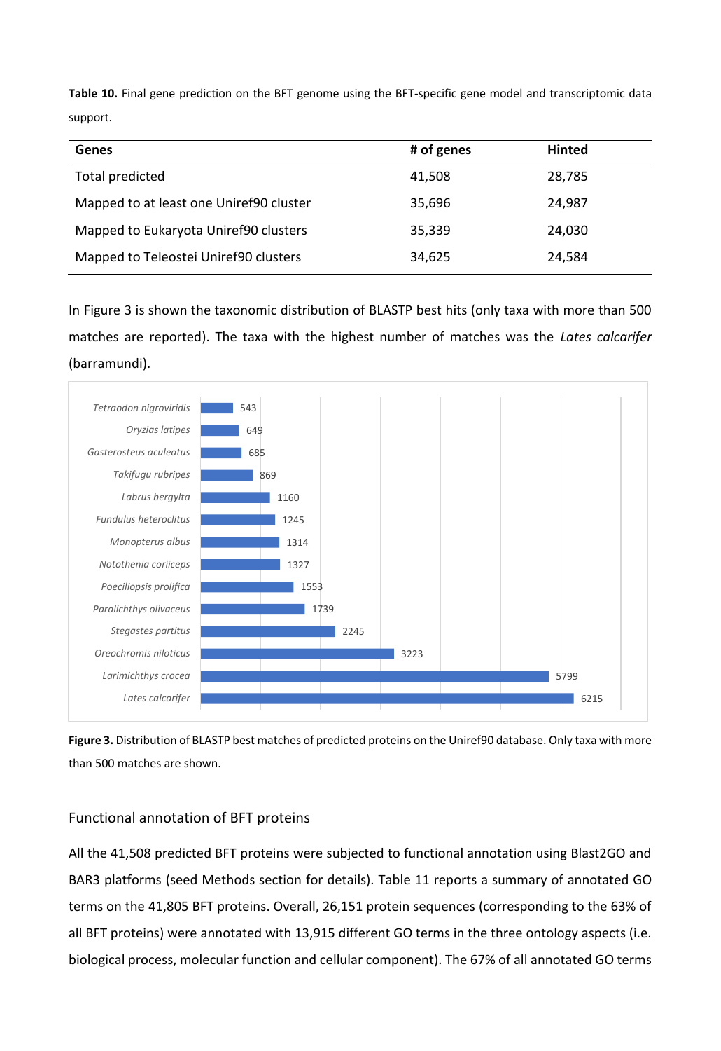**Table 10.** Final gene prediction on the BFT genome using the BFT-specific gene model and transcriptomic data support.

| Genes | # of genes | Hinted |
|---|---|---|
| Total predicted | 41,508 | 28,785 |
| Mapped to at least one Uniref90 cluster | 35,696 | 24,987 |
| Mapped to Eukaryota Uniref90 clusters | 35,339 | 24,030 |
| Mapped to Teleostei Uniref90 clusters | 34,625 | 24,584 |

In Figure 3 is shown the taxonomic distribution of BLASTP best hits (only taxa with more than 500 matches are reported). The taxa with the highest number of matches was the *Lates calcarifer* (barramundi).

| Taxon | Matches |
|---|---|
| *Tetraodon nigroviridis* | 543 |
| *Oryzias latipes* | 649 |
| *Gasterosteus aculeatus* | 685 |
| *Takifugu rubripes* | 869 |
| *Labrus bergylta* | 1160 |
| *Fundulus heteroclitus* | 1245 |
| *Monopterus albus* | 1314 |
| *Notothenia coriiceps* | 1327 |
| *Poeciliopsis prolifica* | 1553 |
| *Paralichthys olivaceus* | 1739 |
| *Stegastes partitus* | 2245 |
| *Oreochromis niloticus* | 3223 |
| *Larimichthys crocea* | 5799 |
| *Lates calcarifer* | 6215 |

**Figure 3.** Distribution of BLASTP best matches of predicted proteins on the Uniref90 database. Only taxa with more than 500 matches are shown.

## Functional annotation of BFT proteins

All the 41,508 predicted BFT proteins were subjected to functional annotation using Blast2GO and BAR3 platforms (seed Methods section for details). Table 11 reports a summary of annotated GO terms on the 41,805 BFT proteins. Overall, 26,151 protein sequences (corresponding to the 63% of all BFT proteins) were annotated with 13,915 different GO terms in the three ontology aspects (i.e. biological process, molecular function and cellular component). The 67% of all annotated GO terms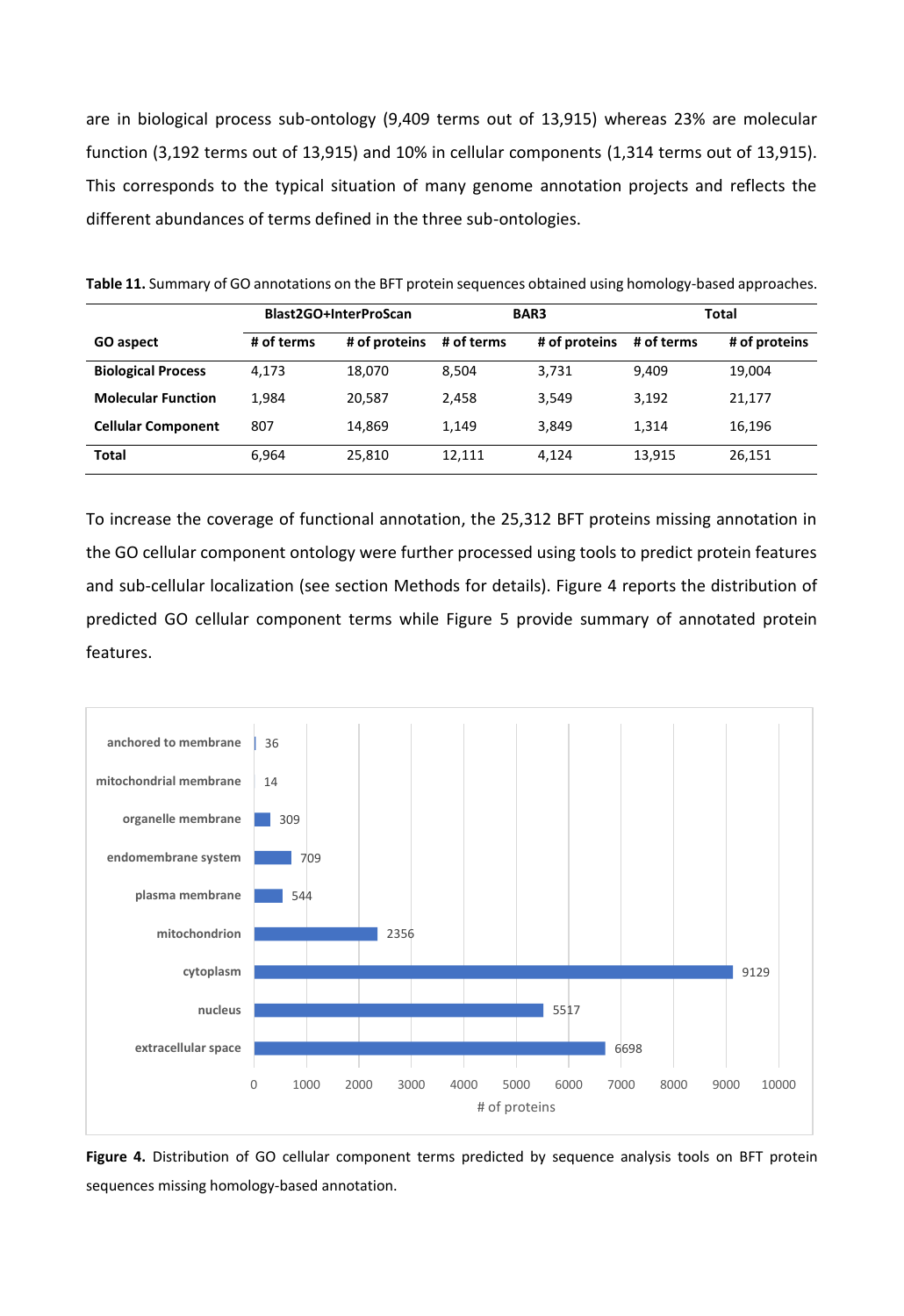are in biological process sub-ontology (9,409 terms out of 13,915) whereas 23% are molecular function (3,192 terms out of 13,915) and 10% in cellular components (1,314 terms out of 13,915). This corresponds to the typical situation of many genome annotation projects and reflects the different abundances of terms defined in the three sub-ontologies.

**Table 11.** Summary of GO annotations on the BFT protein sequences obtained using homology-based approaches.

| | Blast2GO+InterProScan | | BAR3 | | Total | |
|---|---|---|---|---|---|---|
| **GO aspect** | **# of terms** | **# of proteins** | **# of terms** | **# of proteins** | **# of terms** | **# of proteins** |
| **Biological Process** | 4,173 | 18,070 | 8,504 | 3,731 | 9,409 | 19,004 |
| **Molecular Function** | 1,984 | 20,587 | 2,458 | 3,549 | 3,192 | 21,177 |
| **Cellular Component** | 807 | 14,869 | 1,149 | 3,849 | 1,314 | 16,196 |
| **Total** | 6,964 | 25,810 | 12,111 | 4,124 | 13,915 | 26,151 |

To increase the coverage of functional annotation, the 25,312 BFT proteins missing annotation in the GO cellular component ontology were further processed using tools to predict protein features and sub-cellular localization (see section Methods for details). Figure 4 reports the distribution of predicted GO cellular component terms while Figure 5 provide summary of annotated protein features.

**Figure 4.** Distribution of GO cellular component terms predicted by sequence analysis tools on BFT protein sequences missing homology-based annotation.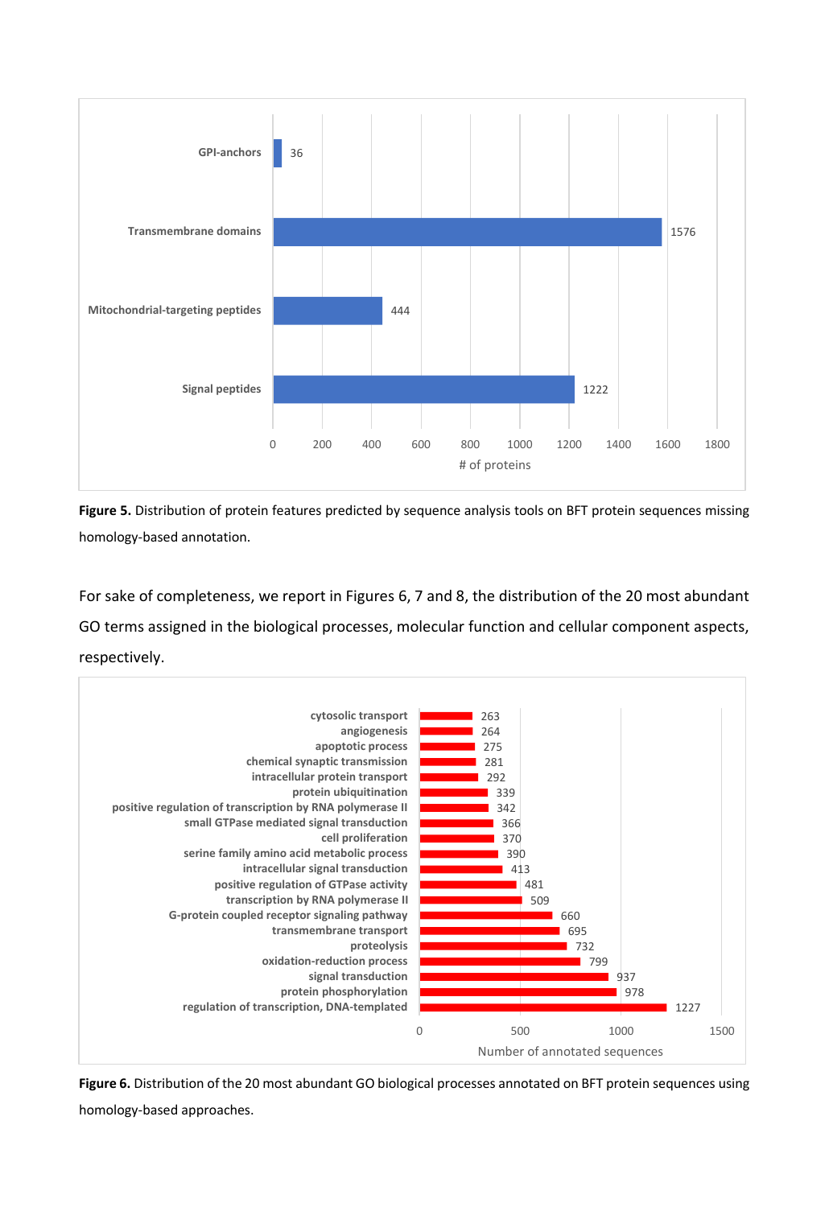Figure 5. Distribution of protein features predicted by sequence analysis tools on BFT protein sequences missing homology-based annotation.

For sake of completeness, we report in Figures 6, 7 and 8, the distribution of the 20 most abundant GO terms assigned in the biological processes, molecular function and cellular component aspects, respectively.

**Figure 6.** Distribution of the 20 most abundant GO biological processes annotated on BFT protein sequences using homology-based approaches.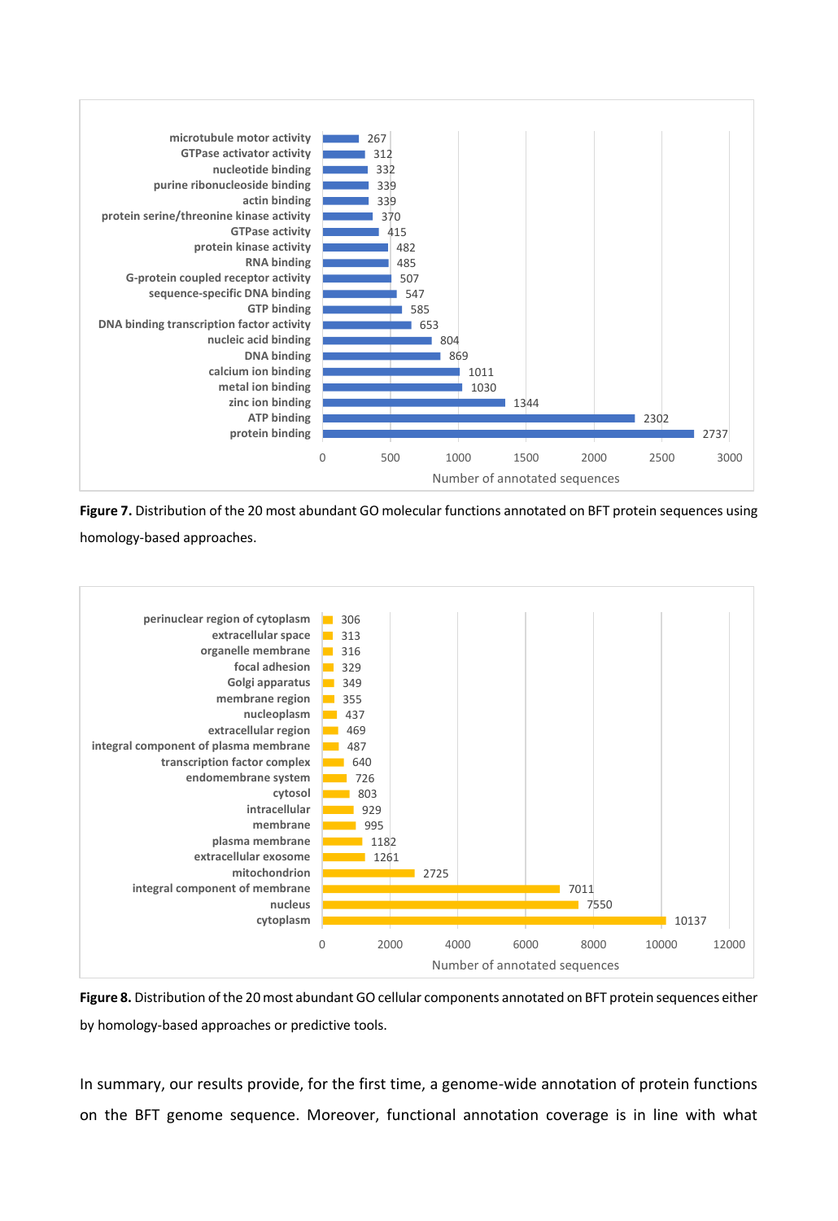| GO molecular function | Number of annotated sequences |
|---|---|
| microtubule motor activity | 267 |
| GTPase activator activity | 312 |
| nucleotide binding | 332 |
| purine ribonucleoside binding | 339 |
| actin binding | 339 |
| protein serine/threonine kinase activity | 370 |
| GTPase activity | 415 |
| protein kinase activity | 482 |
| RNA binding | 485 |
| G-protein coupled receptor activity | 507 |
| sequence-specific DNA binding | 547 |
| GTP binding | 585 |
| DNA binding transcription factor activity | 653 |
| nucleic acid binding | 804 |
| DNA binding | 869 |
| calcium ion binding | 1011 |
| metal ion binding | 1030 |
| zinc ion binding | 1344 |
| ATP binding | 2302 |
| protein binding | 2737 |

**Figure 7.** Distribution of the 20 most abundant GO molecular functions annotated on BFT protein sequences using homology-based approaches.

| GO cellular component | Number of annotated sequences |
|---|---|
| perinuclear region of cytoplasm | 306 |
| extracellular space | 313 |
| organelle membrane | 316 |
| focal adhesion | 329 |
| Golgi apparatus | 349 |
| membrane region | 355 |
| nucleoplasm | 437 |
| extracellular region | 469 |
| integral component of plasma membrane | 487 |
| transcription factor complex | 640 |
| endomembrane system | 726 |
| cytosol | 803 |
| intracellular | 929 |
| membrane | 995 |
| plasma membrane | 1182 |
| extracellular exosome | 1261 |
| mitochondrion | 2725 |
| integral component of membrane | 7011 |
| nucleus | 7550 |
| cytoplasm | 10137 |

**Figure 8.** Distribution of the 20 most abundant GO cellular components annotated on BFT protein sequences either by homology-based approaches or predictive tools.

In summary, our results provide, for the first time, a genome-wide annotation of protein functions on the BFT genome sequence. Moreover, functional annotation coverage is in line with what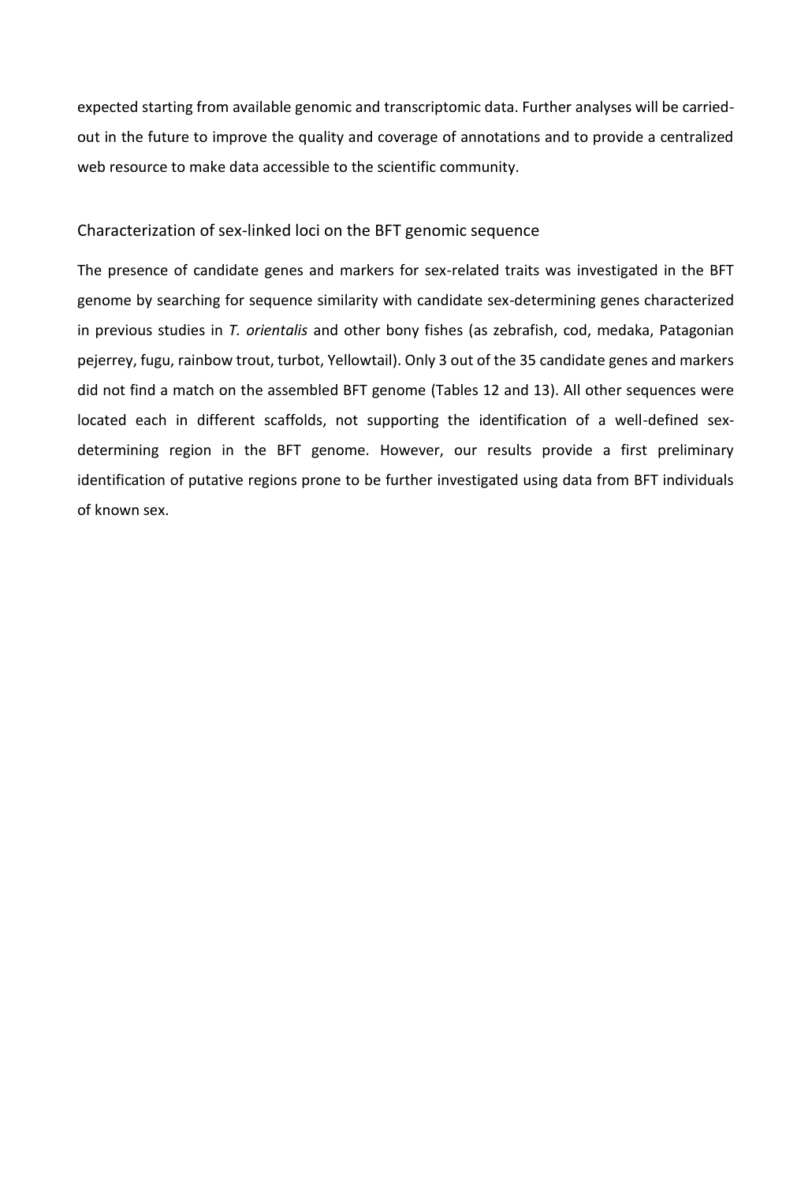expected starting from available genomic and transcriptomic data. Further analyses will be carried-out in the future to improve the quality and coverage of annotations and to provide a centralized web resource to make data accessible to the scientific community.

## Characterization of sex-linked loci on the BFT genomic sequence

The presence of candidate genes and markers for sex-related traits was investigated in the BFT genome by searching for sequence similarity with candidate sex-determining genes characterized in previous studies in *T. orientalis* and other bony fishes (as zebrafish, cod, medaka, Patagonian pejerrey, fugu, rainbow trout, turbot, Yellowtail). Only 3 out of the 35 candidate genes and markers did not find a match on the assembled BFT genome (Tables 12 and 13). All other sequences were located each in different scaffolds, not supporting the identification of a well-defined sex-determining region in the BFT genome. However, our results provide a first preliminary identification of putative regions prone to be further investigated using data from BFT individuals of known sex.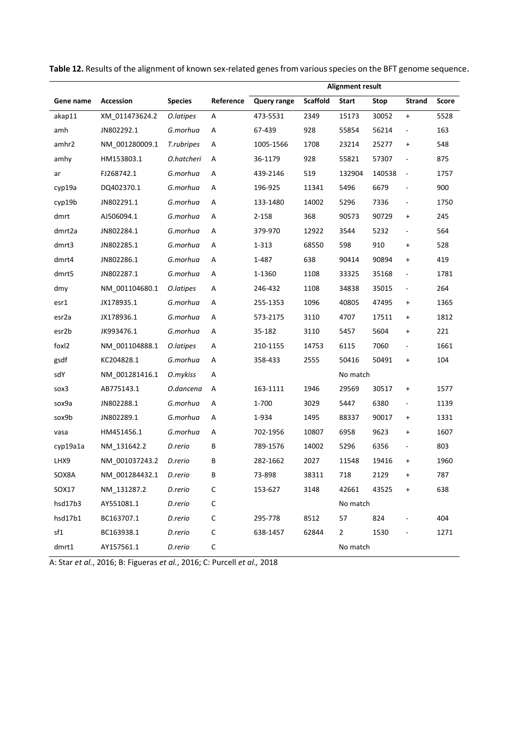**Table 12.** Results of the alignment of known sex-related genes from various species on the BFT genome sequence.

| Gene name | Accession | Species | Reference | Alignment result | | | | | |
|---|---|---|---|---|---|---|---|---|---|
| | | | | Query range | Scaffold | Start | Stop | Strand | Score |
| akap11 | XM_011473624.2 | *O.latipes* | A | 473-5531 | 2349 | 15173 | 30052 | + | 5528 |
| amh | JN802292.1 | *G.morhua* | A | 67-439 | 928 | 55854 | 56214 | - | 163 |
| amhr2 | NM_001280009.1 | *T.rubripes* | A | 1005-1566 | 1708 | 23214 | 25277 | + | 548 |
| amhy | HM153803.1 | *O.hatcheri* | A | 36-1179 | 928 | 55821 | 57307 | - | 875 |
| ar | FJ268742.1 | *G.morhua* | A | 439-2146 | 519 | 132904 | 140538 | - | 1757 |
| cyp19a | DQ402370.1 | *G.morhua* | A | 196-925 | 11341 | 5496 | 6679 | - | 900 |
| cyp19b | JN802291.1 | *G.morhua* | A | 133-1480 | 14002 | 5296 | 7336 | - | 1750 |
| dmrt | AJ506094.1 | *G.morhua* | A | 2-158 | 368 | 90573 | 90729 | + | 245 |
| dmrt2a | JN802284.1 | *G.morhua* | A | 379-970 | 12922 | 3544 | 5232 | - | 564 |
| dmrt3 | JN802285.1 | *G.morhua* | A | 1-313 | 68550 | 598 | 910 | + | 528 |
| dmrt4 | JN802286.1 | *G.morhua* | A | 1-487 | 638 | 90414 | 90894 | + | 419 |
| dmrt5 | JN802287.1 | *G.morhua* | A | 1-1360 | 1108 | 33325 | 35168 | - | 1781 |
| dmy | NM_001104680.1 | *O.latipes* | A | 246-432 | 1108 | 34838 | 35015 | - | 264 |
| esr1 | JX178935.1 | *G.morhua* | A | 255-1353 | 1096 | 40805 | 47495 | + | 1365 |
| esr2a | JX178936.1 | *G.morhua* | A | 573-2175 | 3110 | 4707 | 17511 | + | 1812 |
| esr2b | JK993476.1 | *G.morhua* | A | 35-182 | 3110 | 5457 | 5604 | + | 221 |
| foxl2 | NM_001104888.1 | *O.latipes* | A | 210-1155 | 14753 | 6115 | 7060 | - | 1661 |
| gsdf | KC204828.1 | *G.morhua* | A | 358-433 | 2555 | 50416 | 50491 | + | 104 |
| sdY | NM_001281416.1 | *O.mykiss* | A | | | No match | | | |
| sox3 | AB775143.1 | *O.dancena* | A | 163-1111 | 1946 | 29569 | 30517 | + | 1577 |
| sox9a | JN802288.1 | *G.morhua* | A | 1-700 | 3029 | 5447 | 6380 | - | 1139 |
| sox9b | JN802289.1 | *G.morhua* | A | 1-934 | 1495 | 88337 | 90017 | + | 1331 |
| vasa | HM451456.1 | *G.morhua* | A | 702-1956 | 10807 | 6958 | 9623 | + | 1607 |
| cyp19a1a | NM_131642.2 | *D.rerio* | B | 789-1576 | 14002 | 5296 | 6356 | - | 803 |
| LHX9 | NM_001037243.2 | *D.rerio* | B | 282-1662 | 2027 | 11548 | 19416 | + | 1960 |
| SOX8A | NM_001284432.1 | *D.rerio* | B | 73-898 | 38311 | 718 | 2129 | + | 787 |
| SOX17 | NM_131287.2 | *D.rerio* | C | 153-627 | 3148 | 42661 | 43525 | + | 638 |
| hsd17b3 | AY551081.1 | *D.rerio* | C | | | No match | | | |
| hsd17b1 | BC163707.1 | *D.rerio* | C | 295-778 | 8512 | 57 | 824 | - | 404 |
| sf1 | BC163938.1 | *D.rerio* | C | 638-1457 | 62844 | 2 | 1530 | - | 1271 |
| dmrt1 | AY157561.1 | *D.rerio* | C | | | No match | | | |

A: Star *et al.*, 2016; B: Figueras *et al.*, 2016; C: Purcell *et al.,* 2018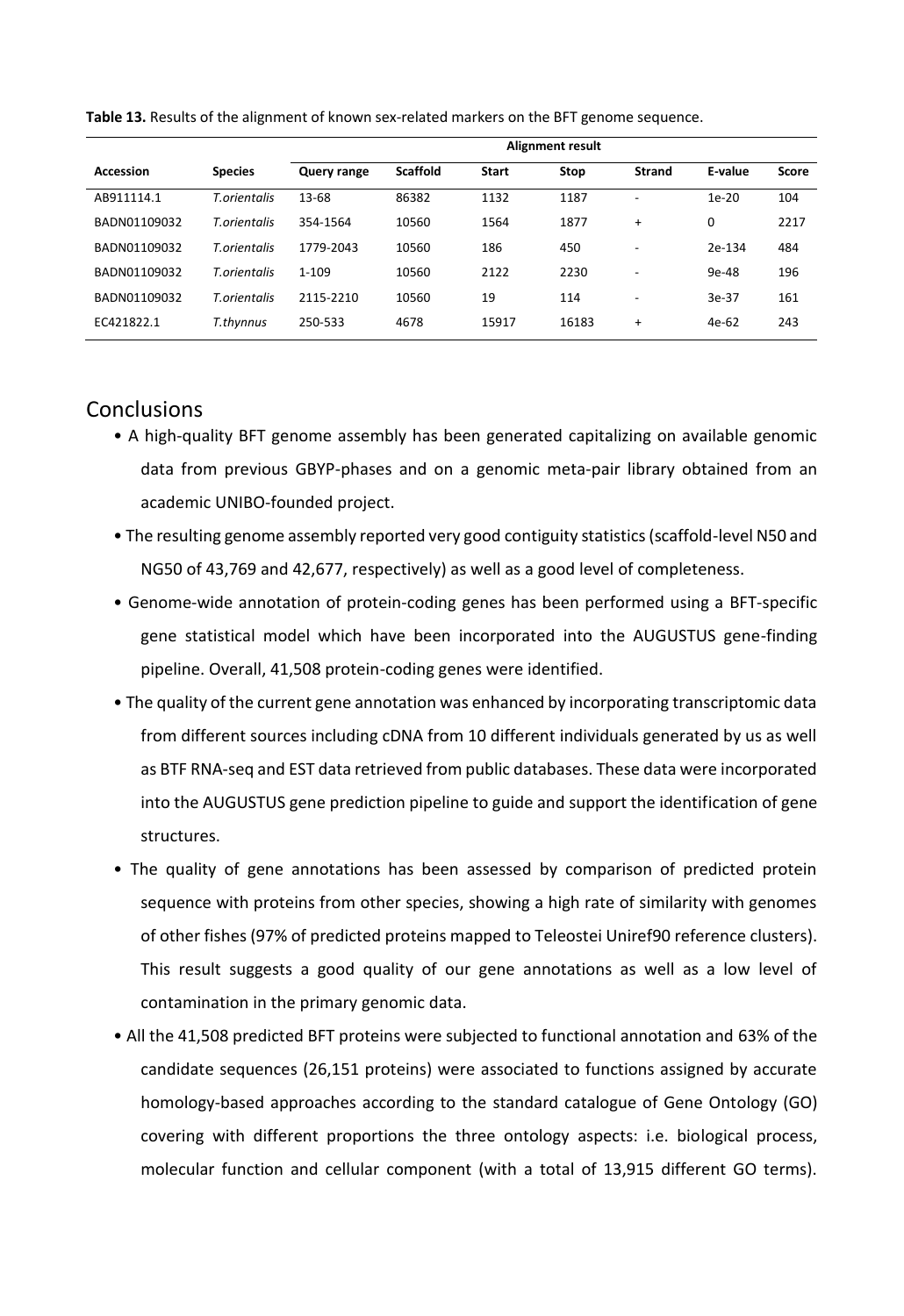**Table 13.** Results of the alignment of known sex-related markers on the BFT genome sequence.

| | | Alignment result | | | | | | |
|---|---|---|---|---|---|---|---|---|
| **Accession** | **Species** | **Query range** | **Scaffold** | **Start** | **Stop** | **Strand** | **E-value** | **Score** |
| AB911114.1 | *T.orientalis* | 13-68 | 86382 | 1132 | 1187 | - | 1e-20 | 104 |
| BADN01109032 | *T.orientalis* | 354-1564 | 10560 | 1564 | 1877 | + | 0 | 2217 |
| BADN01109032 | *T.orientalis* | 1779-2043 | 10560 | 186 | 450 | - | 2e-134 | 484 |
| BADN01109032 | *T.orientalis* | 1-109 | 10560 | 2122 | 2230 | - | 9e-48 | 196 |
| BADN01109032 | *T.orientalis* | 2115-2210 | 10560 | 19 | 114 | - | 3e-37 | 161 |
| EC421822.1 | *T.thynnus* | 250-533 | 4678 | 15917 | 16183 | + | 4e-62 | 243 |

## Conclusions

- A high-quality BFT genome assembly has been generated capitalizing on available genomic data from previous GBYP-phases and on a genomic meta-pair library obtained from an academic UNIBO-founded project.
- The resulting genome assembly reported very good contiguity statistics (scaffold-level N50 and NG50 of 43,769 and 42,677, respectively) as well as a good level of completeness.
- Genome-wide annotation of protein-coding genes has been performed using a BFT-specific gene statistical model which have been incorporated into the AUGUSTUS gene-finding pipeline. Overall, 41,508 protein-coding genes were identified.
- The quality of the current gene annotation was enhanced by incorporating transcriptomic data from different sources including cDNA from 10 different individuals generated by us as well as BTF RNA-seq and EST data retrieved from public databases. These data were incorporated into the AUGUSTUS gene prediction pipeline to guide and support the identification of gene structures.
- The quality of gene annotations has been assessed by comparison of predicted protein sequence with proteins from other species, showing a high rate of similarity with genomes of other fishes (97% of predicted proteins mapped to Teleostei Uniref90 reference clusters). This result suggests a good quality of our gene annotations as well as a low level of contamination in the primary genomic data.
- All the 41,508 predicted BFT proteins were subjected to functional annotation and 63% of the candidate sequences (26,151 proteins) were associated to functions assigned by accurate homology-based approaches according to the standard catalogue of Gene Ontology (GO) covering with different proportions the three ontology aspects: i.e. biological process, molecular function and cellular component (with a total of 13,915 different GO terms).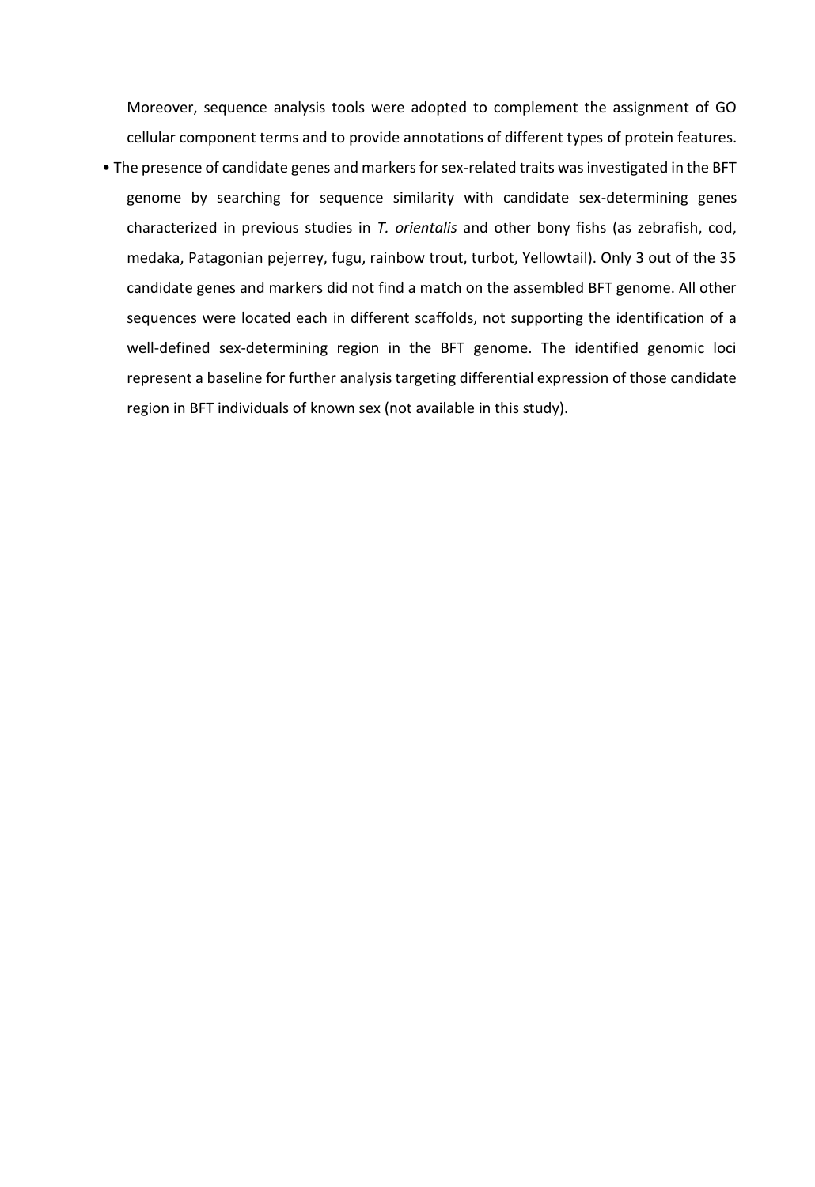Moreover, sequence analysis tools were adopted to complement the assignment of GO cellular component terms and to provide annotations of different types of protein features.

- The presence of candidate genes and markers for sex-related traits was investigated in the BFT genome by searching for sequence similarity with candidate sex-determining genes characterized in previous studies in *T. orientalis* and other bony fishs (as zebrafish, cod, medaka, Patagonian pejerrey, fugu, rainbow trout, turbot, Yellowtail). Only 3 out of the 35 candidate genes and markers did not find a match on the assembled BFT genome. All other sequences were located each in different scaffolds, not supporting the identification of a well-defined sex-determining region in the BFT genome. The identified genomic loci represent a baseline for further analysis targeting differential expression of those candidate region in BFT individuals of known sex (not available in this study).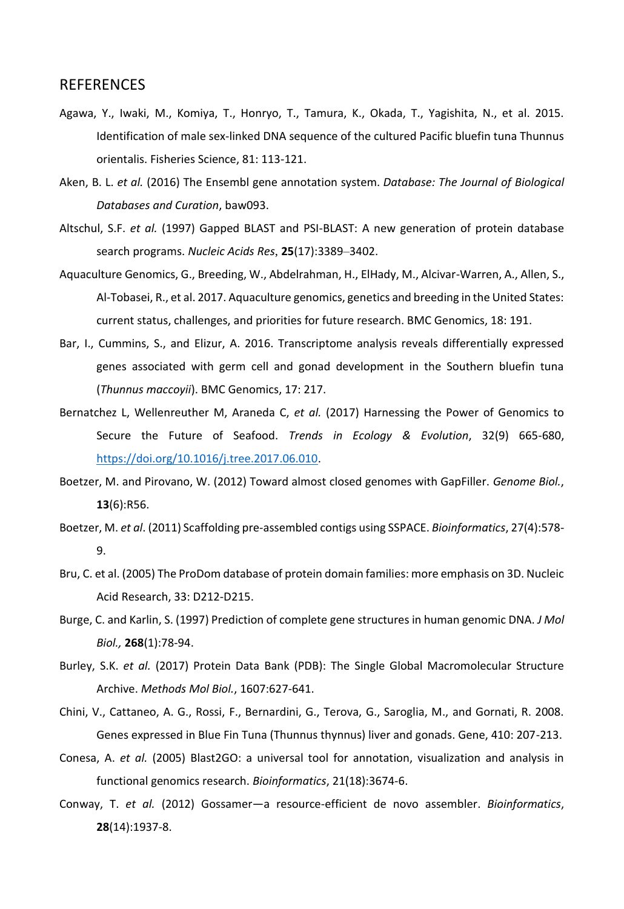## REFERENCES

Agawa, Y., Iwaki, M., Komiya, T., Honryo, T., Tamura, K., Okada, T., Yagishita, N., et al. 2015. Identification of male sex-linked DNA sequence of the cultured Pacific bluefin tuna Thunnus orientalis. Fisheries Science, 81: 113-121.

Aken, B. L. *et al.* (2016) The Ensembl gene annotation system. *Database: The Journal of Biological Databases and Curation*, baw093.

Altschul, S.F. *et al.* (1997) Gapped BLAST and PSI-BLAST: A new generation of protein database search programs. *Nucleic Acids Res*, **25**(17):3389–3402.

Aquaculture Genomics, G., Breeding, W., Abdelrahman, H., ElHady, M., Alcivar-Warren, A., Allen, S., Al-Tobasei, R., et al. 2017. Aquaculture genomics, genetics and breeding in the United States: current status, challenges, and priorities for future research. BMC Genomics, 18: 191.

Bar, I., Cummins, S., and Elizur, A. 2016. Transcriptome analysis reveals differentially expressed genes associated with germ cell and gonad development in the Southern bluefin tuna (*Thunnus maccoyii*). BMC Genomics, 17: 217.

Bernatchez L, Wellenreuther M, Araneda C, *et al.* (2017) Harnessing the Power of Genomics to Secure the Future of Seafood. *Trends in Ecology & Evolution*, 32(9) 665-680, https://doi.org/10.1016/j.tree.2017.06.010.

Boetzer, M. and Pirovano, W. (2012) Toward almost closed genomes with GapFiller. *Genome Biol.*, **13**(6):R56.

Boetzer, M. *et al*. (2011) Scaffolding pre-assembled contigs using SSPACE. *Bioinformatics*, 27(4):578-9.

Bru, C. et al. (2005) The ProDom database of protein domain families: more emphasis on 3D. Nucleic Acid Research, 33: D212-D215.

Burge, C. and Karlin, S. (1997) Prediction of complete gene structures in human genomic DNA. *J Mol Biol.,* **268**(1):78-94.

Burley, S.K. *et al.* (2017) Protein Data Bank (PDB): The Single Global Macromolecular Structure Archive. *Methods Mol Biol.*, 1607:627-641.

Chini, V., Cattaneo, A. G., Rossi, F., Bernardini, G., Terova, G., Saroglia, M., and Gornati, R. 2008. Genes expressed in Blue Fin Tuna (Thunnus thynnus) liver and gonads. Gene, 410: 207-213.

Conesa, A. *et al.* (2005) Blast2GO: a universal tool for annotation, visualization and analysis in functional genomics research. *Bioinformatics*, 21(18):3674-6.

Conway, T. *et al.* (2012) Gossamer—a resource-efficient de novo assembler. *Bioinformatics*, **28**(14):1937-8.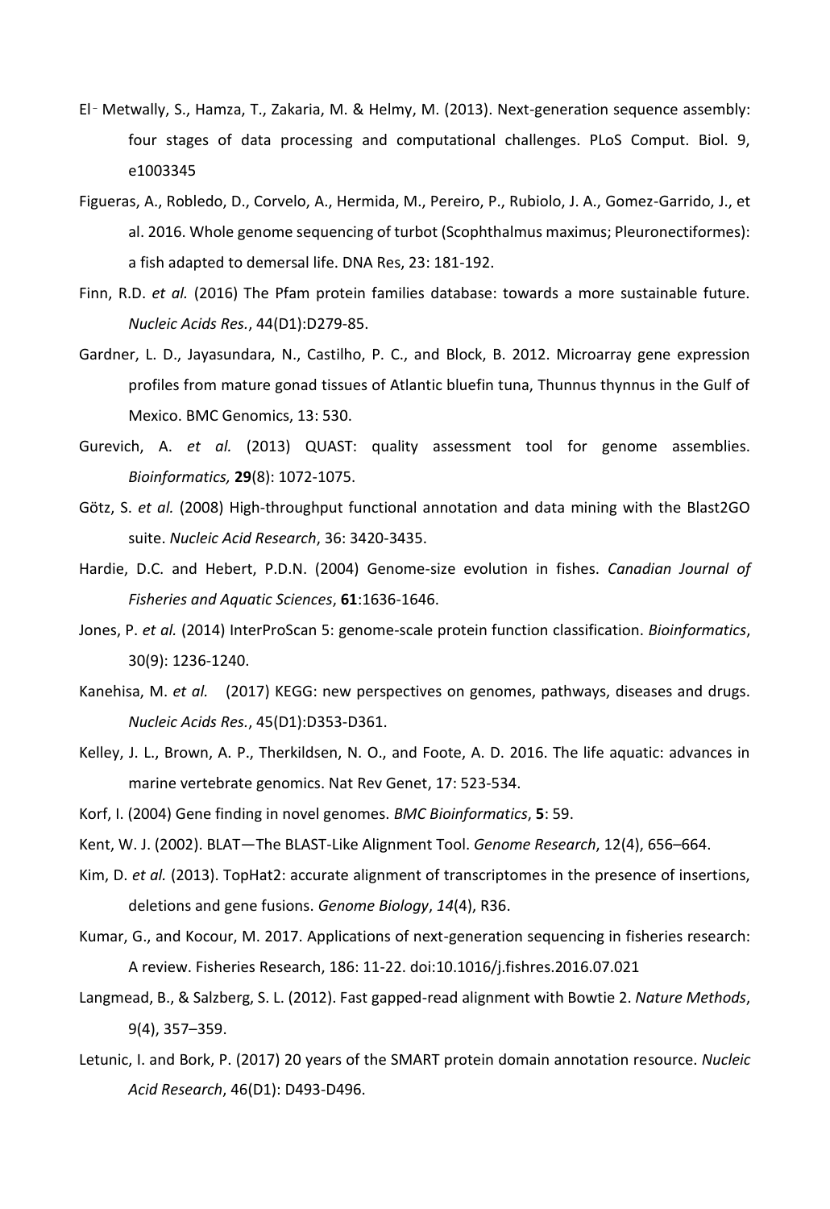El‐Metwally, S., Hamza, T., Zakaria, M. & Helmy, M. (2013). Next-generation sequence assembly: four stages of data processing and computational challenges. PLoS Comput. Biol. 9, e1003345

Figueras, A., Robledo, D., Corvelo, A., Hermida, M., Pereiro, P., Rubiolo, J. A., Gomez-Garrido, J., et al. 2016. Whole genome sequencing of turbot (Scophthalmus maximus; Pleuronectiformes): a fish adapted to demersal life. DNA Res, 23: 181-192.

Finn, R.D. *et al.* (2016) The Pfam protein families database: towards a more sustainable future. *Nucleic Acids Res.*, 44(D1):D279-85.

Gardner, L. D., Jayasundara, N., Castilho, P. C., and Block, B. 2012. Microarray gene expression profiles from mature gonad tissues of Atlantic bluefin tuna, Thunnus thynnus in the Gulf of Mexico. BMC Genomics, 13: 530.

Gurevich, A. *et al.* (2013) QUAST: quality assessment tool for genome assemblies. *Bioinformatics,* **29**(8): 1072-1075.

Götz, S. *et al.* (2008) High-throughput functional annotation and data mining with the Blast2GO suite. *Nucleic Acid Research*, 36: 3420-3435.

Hardie, D.C. and Hebert, P.D.N. (2004) Genome-size evolution in fishes. *Canadian Journal of Fisheries and Aquatic Sciences*, **61**:1636-1646.

Jones, P. *et al.* (2014) InterProScan 5: genome-scale protein function classification. *Bioinformatics*, 30(9): 1236-1240.

Kanehisa, M. *et al.* (2017) KEGG: new perspectives on genomes, pathways, diseases and drugs. *Nucleic Acids Res.*, 45(D1):D353-D361.

Kelley, J. L., Brown, A. P., Therkildsen, N. O., and Foote, A. D. 2016. The life aquatic: advances in marine vertebrate genomics. Nat Rev Genet, 17: 523-534.

Korf, I. (2004) Gene finding in novel genomes. *BMC Bioinformatics*, **5**: 59.

Kent, W. J. (2002). BLAT—The BLAST-Like Alignment Tool. *Genome Research*, 12(4), 656–664.

Kim, D. *et al.* (2013). TopHat2: accurate alignment of transcriptomes in the presence of insertions, deletions and gene fusions. *Genome Biology*, *14*(4), R36.

Kumar, G., and Kocour, M. 2017. Applications of next-generation sequencing in fisheries research: A review. Fisheries Research, 186: 11-22. doi:10.1016/j.fishres.2016.07.021

Langmead, B., & Salzberg, S. L. (2012). Fast gapped-read alignment with Bowtie 2. *Nature Methods*, 9(4), 357–359.

Letunic, I. and Bork, P. (2017) 20 years of the SMART protein domain annotation resource. *Nucleic Acid Research*, 46(D1): D493-D496.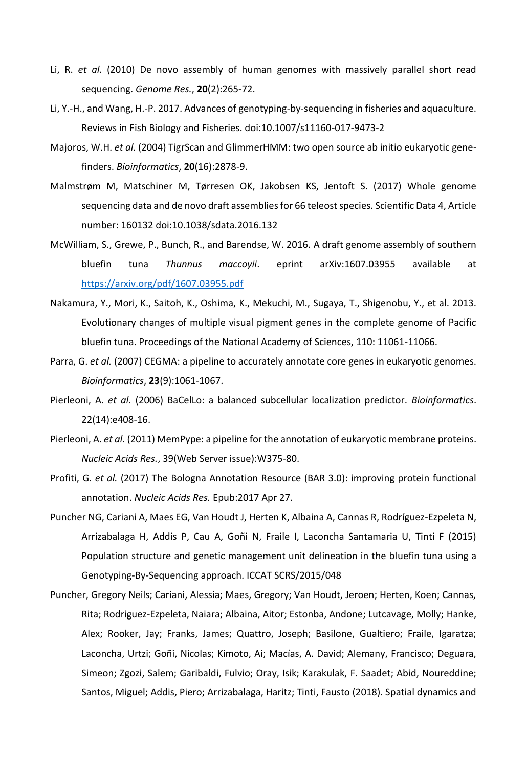Li, R. *et al.* (2010) De novo assembly of human genomes with massively parallel short read sequencing. *Genome Res.*, **20**(2):265-72.

Li, Y.-H., and Wang, H.-P. 2017. Advances of genotyping-by-sequencing in fisheries and aquaculture. Reviews in Fish Biology and Fisheries. doi:10.1007/s11160-017-9473-2

Majoros, W.H. *et al.* (2004) TigrScan and GlimmerHMM: two open source ab initio eukaryotic gene-finders. *Bioinformatics*, **20**(16):2878-9.

Malmstrøm M, Matschiner M, Tørresen OK, Jakobsen KS, Jentoft S. (2017) Whole genome sequencing data and de novo draft assemblies for 66 teleost species. Scientific Data 4, Article number: 160132 doi:10.1038/sdata.2016.132

McWilliam, S., Grewe, P., Bunch, R., and Barendse, W. 2016. A draft genome assembly of southern bluefin tuna *Thunnus maccoyii*. eprint arXiv:1607.03955 available at https://arxiv.org/pdf/1607.03955.pdf

Nakamura, Y., Mori, K., Saitoh, K., Oshima, K., Mekuchi, M., Sugaya, T., Shigenobu, Y., et al. 2013. Evolutionary changes of multiple visual pigment genes in the complete genome of Pacific bluefin tuna. Proceedings of the National Academy of Sciences, 110: 11061-11066.

Parra, G. *et al.* (2007) CEGMA: a pipeline to accurately annotate core genes in eukaryotic genomes. *Bioinformatics*, **23**(9):1061-1067.

Pierleoni, A. *et al.* (2006) BaCelLo: a balanced subcellular localization predictor. *Bioinformatics*. 22(14):e408-16.

Pierleoni, A. *et al.* (2011) MemPype: a pipeline for the annotation of eukaryotic membrane proteins. *Nucleic Acids Res.*, 39(Web Server issue):W375-80.

Profiti, G. *et al.* (2017) The Bologna Annotation Resource (BAR 3.0): improving protein functional annotation. *Nucleic Acids Res.* Epub:2017 Apr 27.

Puncher NG, Cariani A, Maes EG, Van Houdt J, Herten K, Albaina A, Cannas R, Rodríguez-Ezpeleta N, Arrizabalaga H, Addis P, Cau A, Goñi N, Fraile I, Laconcha Santamaria U, Tinti F (2015) Population structure and genetic management unit delineation in the bluefin tuna using a Genotyping-By-Sequencing approach. ICCAT SCRS/2015/048

Puncher, Gregory Neils; Cariani, Alessia; Maes, Gregory; Van Houdt, Jeroen; Herten, Koen; Cannas, Rita; Rodriguez-Ezpeleta, Naiara; Albaina, Aitor; Estonba, Andone; Lutcavage, Molly; Hanke, Alex; Rooker, Jay; Franks, James; Quattro, Joseph; Basilone, Gualtiero; Fraile, Igaratza; Laconcha, Urtzi; Goñi, Nicolas; Kimoto, Ai; Macías, A. David; Alemany, Francisco; Deguara, Simeon; Zgozi, Salem; Garibaldi, Fulvio; Oray, Isik; Karakulak, F. Saadet; Abid, Noureddine; Santos, Miguel; Addis, Piero; Arrizabalaga, Haritz; Tinti, Fausto (2018). Spatial dynamics and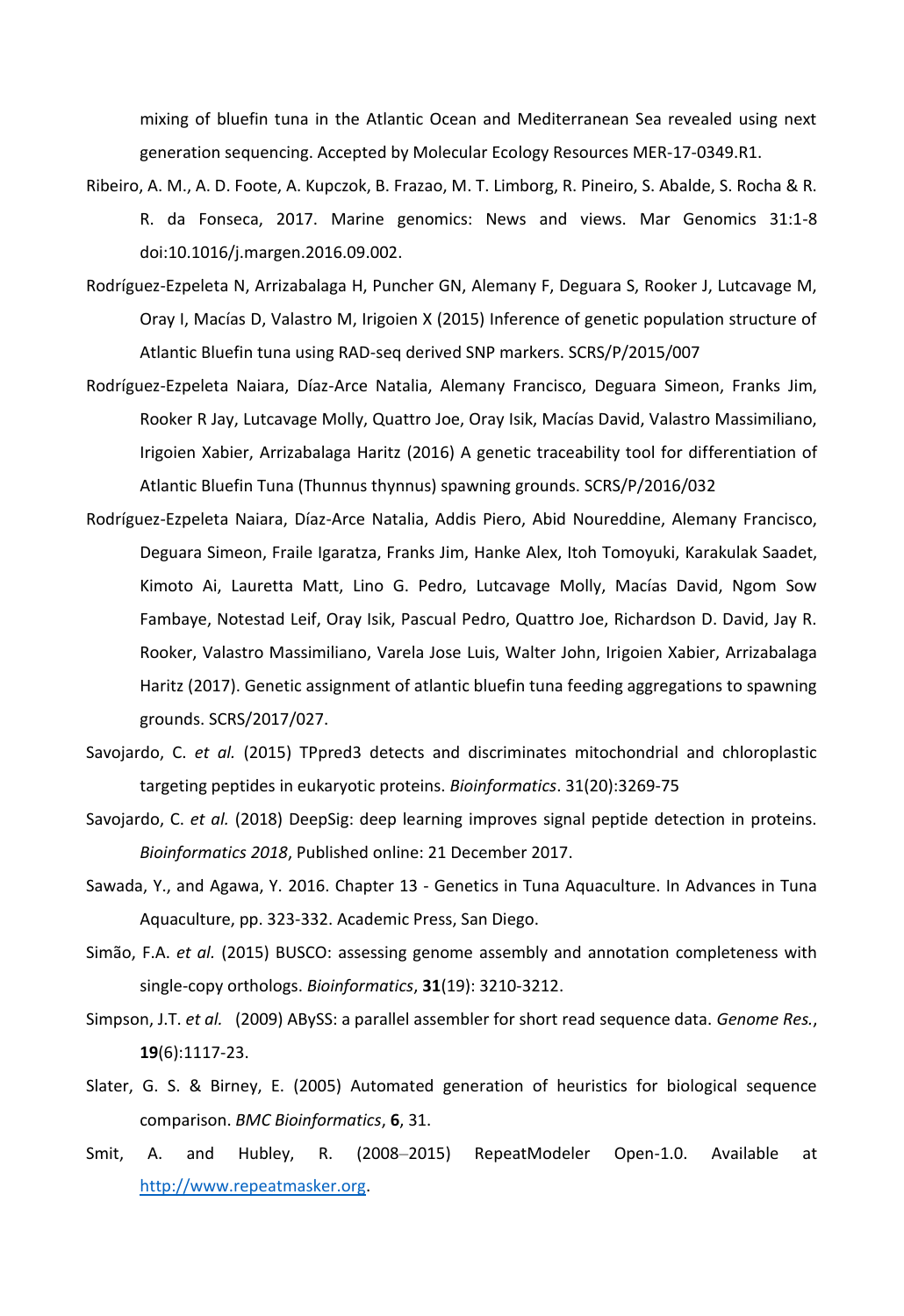mixing of bluefin tuna in the Atlantic Ocean and Mediterranean Sea revealed using next generation sequencing. Accepted by Molecular Ecology Resources MER-17-0349.R1.

Ribeiro, A. M., A. D. Foote, A. Kupczok, B. Frazao, M. T. Limborg, R. Pineiro, S. Abalde, S. Rocha & R. R. da Fonseca, 2017. Marine genomics: News and views. Mar Genomics 31:1-8 doi:10.1016/j.margen.2016.09.002.

Rodríguez-Ezpeleta N, Arrizabalaga H, Puncher GN, Alemany F, Deguara S, Rooker J, Lutcavage M, Oray I, Macías D, Valastro M, Irigoien X (2015) Inference of genetic population structure of Atlantic Bluefin tuna using RAD-seq derived SNP markers. SCRS/P/2015/007

Rodríguez-Ezpeleta Naiara, Díaz-Arce Natalia, Alemany Francisco, Deguara Simeon, Franks Jim, Rooker R Jay, Lutcavage Molly, Quattro Joe, Oray Isik, Macías David, Valastro Massimiliano, Irigoien Xabier, Arrizabalaga Haritz (2016) A genetic traceability tool for differentiation of Atlantic Bluefin Tuna (Thunnus thynnus) spawning grounds. SCRS/P/2016/032

Rodríguez-Ezpeleta Naiara, Díaz-Arce Natalia, Addis Piero, Abid Noureddine, Alemany Francisco, Deguara Simeon, Fraile Igaratza, Franks Jim, Hanke Alex, Itoh Tomoyuki, Karakulak Saadet, Kimoto Ai, Lauretta Matt, Lino G. Pedro, Lutcavage Molly, Macías David, Ngom Sow Fambaye, Notestad Leif, Oray Isik, Pascual Pedro, Quattro Joe, Richardson D. David, Jay R. Rooker, Valastro Massimiliano, Varela Jose Luis, Walter John, Irigoien Xabier, Arrizabalaga Haritz (2017). Genetic assignment of atlantic bluefin tuna feeding aggregations to spawning grounds. SCRS/2017/027.

Savojardo, C. *et al.* (2015) TPpred3 detects and discriminates mitochondrial and chloroplastic targeting peptides in eukaryotic proteins. *Bioinformatics*. 31(20):3269-75

Savojardo, C. *et al.* (2018) DeepSig: deep learning improves signal peptide detection in proteins. *Bioinformatics 2018*, Published online: 21 December 2017.

Sawada, Y., and Agawa, Y. 2016. Chapter 13 - Genetics in Tuna Aquaculture. In Advances in Tuna Aquaculture, pp. 323-332. Academic Press, San Diego.

Simão, F.A. *et al.* (2015) BUSCO: assessing genome assembly and annotation completeness with single-copy orthologs. *Bioinformatics*, **31**(19): 3210-3212.

Simpson, J.T. *et al.* (2009) ABySS: a parallel assembler for short read sequence data. *Genome Res.*, **19**(6):1117-23.

Slater, G. S. & Birney, E. (2005) Automated generation of heuristics for biological sequence comparison. *BMC Bioinformatics*, **6**, 31.

Smit, A. and Hubley, R. (2008–2015) RepeatModeler Open-1.0. Available at http://www.repeatmasker.org.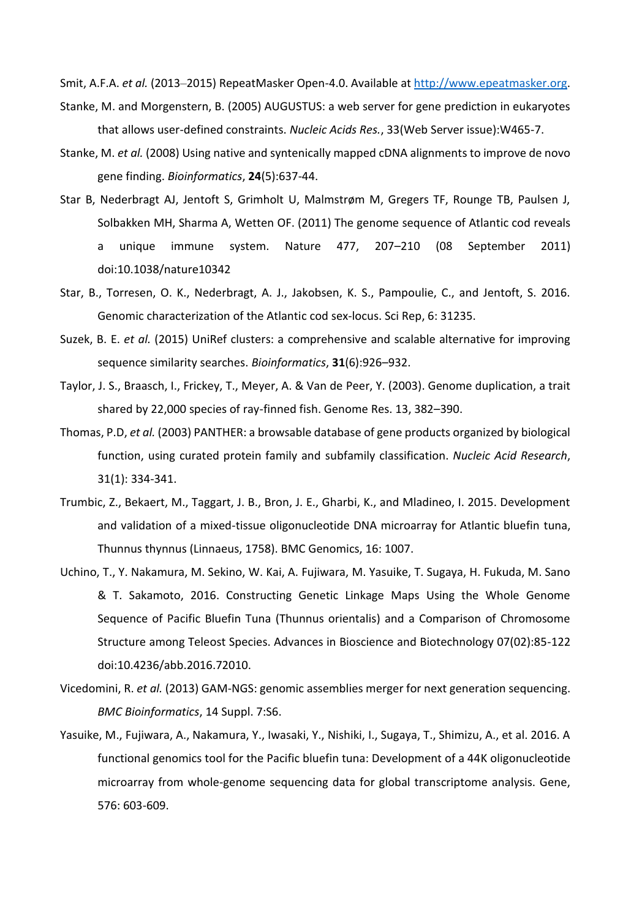Smit, A.F.A. *et al.* (2013–2015) RepeatMasker Open-4.0. Available at http://www.epeatmasker.org.

Stanke, M. and Morgenstern, B. (2005) AUGUSTUS: a web server for gene prediction in eukaryotes that allows user-defined constraints. *Nucleic Acids Res.*, 33(Web Server issue):W465-7.

Stanke, M. *et al.* (2008) Using native and syntenically mapped cDNA alignments to improve de novo gene finding. *Bioinformatics*, **24**(5):637-44.

Star B, Nederbragt AJ, Jentoft S, Grimholt U, Malmstrøm M, Gregers TF, Rounge TB, Paulsen J, Solbakken MH, Sharma A, Wetten OF. (2011) The genome sequence of Atlantic cod reveals a unique immune system. Nature 477, 207–210 (08 September 2011) doi:10.1038/nature10342

Star, B., Torresen, O. K., Nederbragt, A. J., Jakobsen, K. S., Pampoulie, C., and Jentoft, S. 2016. Genomic characterization of the Atlantic cod sex-locus. Sci Rep, 6: 31235.

Suzek, B. E. *et al.* (2015) UniRef clusters: a comprehensive and scalable alternative for improving sequence similarity searches. *Bioinformatics*, **31**(6):926–932.

Taylor, J. S., Braasch, I., Frickey, T., Meyer, A. & Van de Peer, Y. (2003). Genome duplication, a trait shared by 22,000 species of ray-finned fish. Genome Res. 13, 382–390.

Thomas, P.D, *et al.* (2003) PANTHER: a browsable database of gene products organized by biological function, using curated protein family and subfamily classification. *Nucleic Acid Research*, 31(1): 334-341.

Trumbic, Z., Bekaert, M., Taggart, J. B., Bron, J. E., Gharbi, K., and Mladineo, I. 2015. Development and validation of a mixed-tissue oligonucleotide DNA microarray for Atlantic bluefin tuna, Thunnus thynnus (Linnaeus, 1758). BMC Genomics, 16: 1007.

Uchino, T., Y. Nakamura, M. Sekino, W. Kai, A. Fujiwara, M. Yasuike, T. Sugaya, H. Fukuda, M. Sano & T. Sakamoto, 2016. Constructing Genetic Linkage Maps Using the Whole Genome Sequence of Pacific Bluefin Tuna (Thunnus orientalis) and a Comparison of Chromosome Structure among Teleost Species. Advances in Bioscience and Biotechnology 07(02):85-122 doi:10.4236/abb.2016.72010.

Vicedomini, R. *et al.* (2013) GAM-NGS: genomic assemblies merger for next generation sequencing. *BMC Bioinformatics*, 14 Suppl. 7:S6.

Yasuike, M., Fujiwara, A., Nakamura, Y., Iwasaki, Y., Nishiki, I., Sugaya, T., Shimizu, A., et al. 2016. A functional genomics tool for the Pacific bluefin tuna: Development of a 44K oligonucleotide microarray from whole-genome sequencing data for global transcriptome analysis. Gene, 576: 603-609.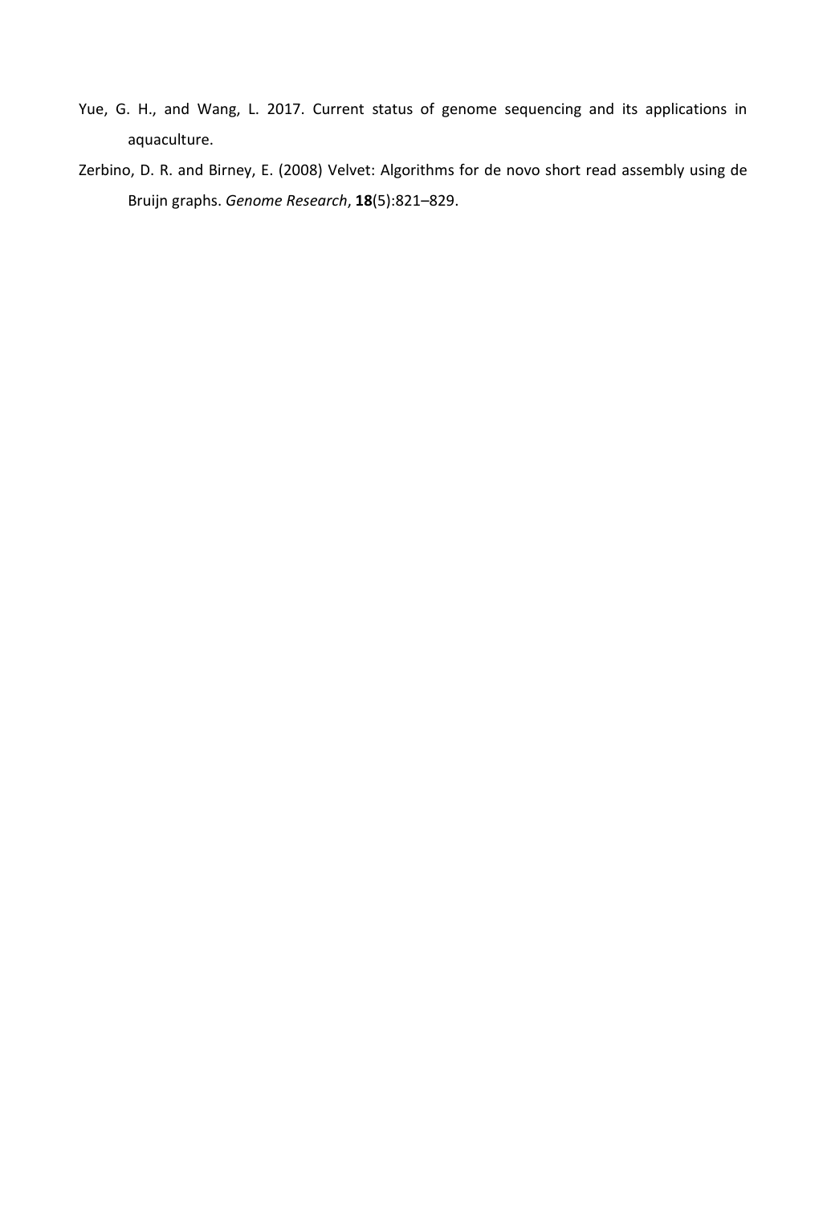Yue, G. H., and Wang, L. 2017. Current status of genome sequencing and its applications in aquaculture.

Zerbino, D. R. and Birney, E. (2008) Velvet: Algorithms for de novo short read assembly using de Bruijn graphs. *Genome Research*, **18**(5):821–829.